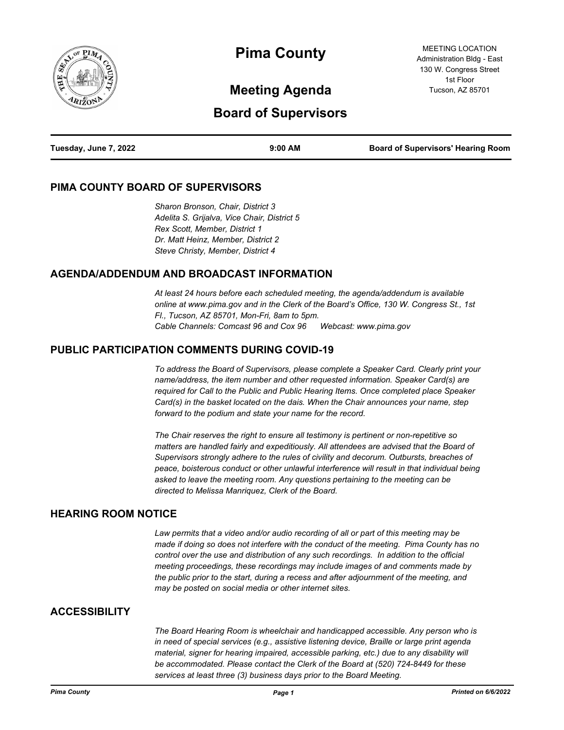# Pima County

## Meeting Agenda

## Board of Supervisors

MEETING LOCATION
Administration Bldg - East
130 W. Congress Street
1st Floor
Tucson, AZ 85701

**Tuesday, June 7, 2022** | **9:00 AM** | **Board of Supervisors' Hearing Room**

## PIMA COUNTY BOARD OF SUPERVISORS

*Sharon Bronson, Chair, District 3*
*Adelita S. Grijalva, Vice Chair, District 5*
*Rex Scott, Member, District 1*
*Dr. Matt Heinz, Member, District 2*
*Steve Christy, Member, District 4*

## AGENDA/ADDENDUM AND BROADCAST INFORMATION

*At least 24 hours before each scheduled meeting, the agenda/addendum is available online at www.pima.gov and in the Clerk of the Board's Office, 130 W. Congress St., 1st Fl., Tucson, AZ 85701, Mon-Fri, 8am to 5pm.*
*Cable Channels: Comcast 96 and Cox 96 Webcast: www.pima.gov*

## PUBLIC PARTICIPATION COMMENTS DURING COVID-19

*To address the Board of Supervisors, please complete a Speaker Card. Clearly print your name/address, the item number and other requested information. Speaker Card(s) are required for Call to the Public and Public Hearing Items. Once completed place Speaker Card(s) in the basket located on the dais. When the Chair announces your name, step forward to the podium and state your name for the record.*

*The Chair reserves the right to ensure all testimony is pertinent or non-repetitive so matters are handled fairly and expeditiously. All attendees are advised that the Board of Supervisors strongly adhere to the rules of civility and decorum. Outbursts, breaches of peace, boisterous conduct or other unlawful interference will result in that individual being asked to leave the meeting room. Any questions pertaining to the meeting can be directed to Melissa Manriquez, Clerk of the Board.*

## HEARING ROOM NOTICE

*Law permits that a video and/or audio recording of all or part of this meeting may be made if doing so does not interfere with the conduct of the meeting. Pima County has no control over the use and distribution of any such recordings. In addition to the official meeting proceedings, these recordings may include images of and comments made by the public prior to the start, during a recess and after adjournment of the meeting, and may be posted on social media or other internet sites.*

## ACCESSIBILITY

*The Board Hearing Room is wheelchair and handicapped accessible. Any person who is in need of special services (e.g., assistive listening device, Braille or large print agenda material, signer for hearing impaired, accessible parking, etc.) due to any disability will be accommodated. Please contact the Clerk of the Board at (520) 724-8449 for these services at least three (3) business days prior to the Board Meeting.*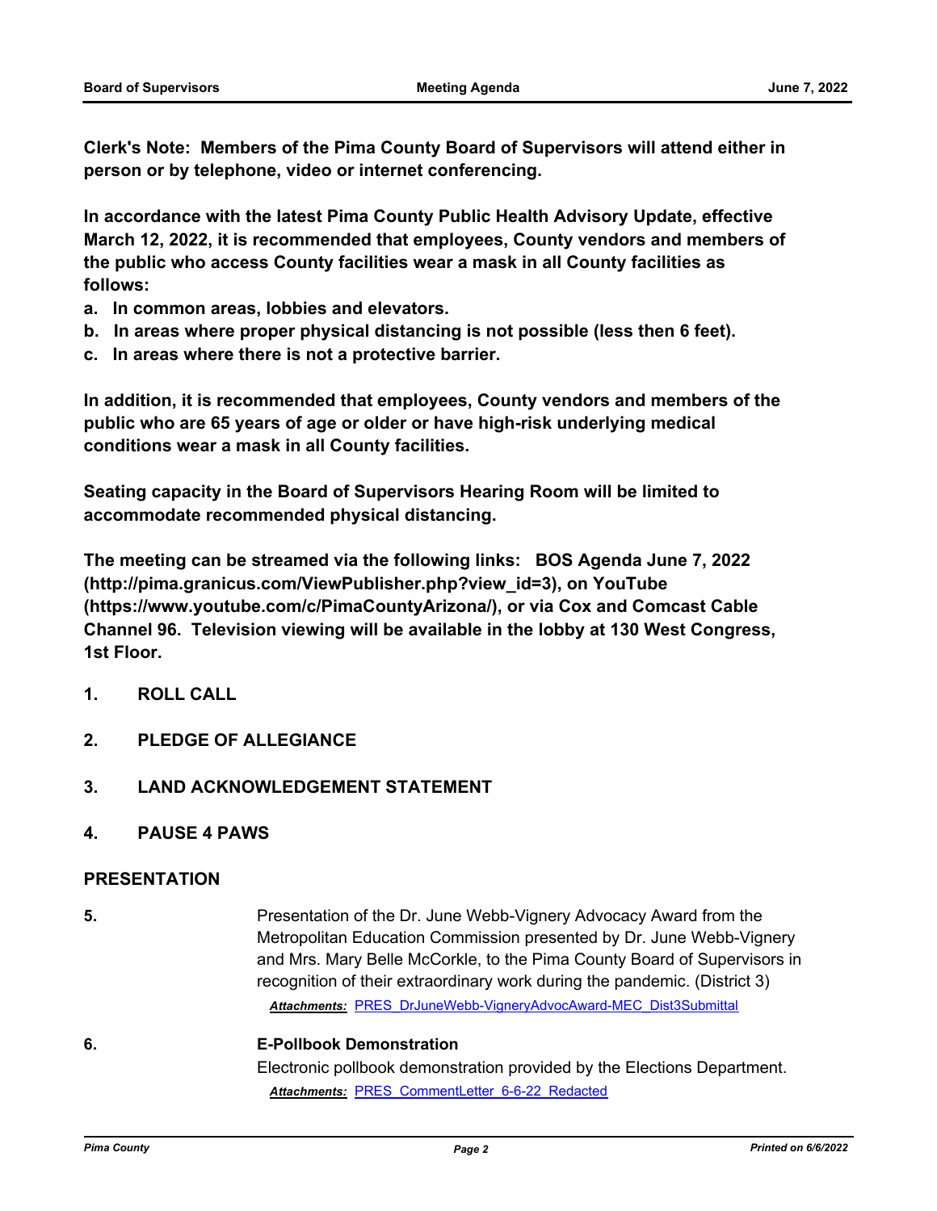**Clerk's Note: Members of the Pima County Board of Supervisors will attend either in person or by telephone, video or internet conferencing.**

**In accordance with the latest Pima County Public Health Advisory Update, effective March 12, 2022, it is recommended that employees, County vendors and members of the public who access County facilities wear a mask in all County facilities as follows:**

**a. In common areas, lobbies and elevators.**

**b. In areas where proper physical distancing is not possible (less then 6 feet).**

**c. In areas where there is not a protective barrier.**

**In addition, it is recommended that employees, County vendors and members of the public who are 65 years of age or older or have high-risk underlying medical conditions wear a mask in all County facilities.**

**Seating capacity in the Board of Supervisors Hearing Room will be limited to accommodate recommended physical distancing.**

**The meeting can be streamed via the following links: BOS Agenda June 7, 2022 (http://pima.granicus.com/ViewPublisher.php?view_id=3), on YouTube (https://www.youtube.com/c/PimaCountyArizona/), or via Cox and Comcast Cable Channel 96. Television viewing will be available in the lobby at 130 West Congress, 1st Floor.**

**1. ROLL CALL**

**2. PLEDGE OF ALLEGIANCE**

**3. LAND ACKNOWLEDGEMENT STATEMENT**

**4. PAUSE 4 PAWS**

## PRESENTATION

**5.** Presentation of the Dr. June Webb-Vignery Advocacy Award from the Metropolitan Education Commission presented by Dr. June Webb-Vignery and Mrs. Mary Belle McCorkle, to the Pima County Board of Supervisors in recognition of their extraordinary work during the pandemic. (District 3)

***Attachments:*** PRES_DrJuneWebb-VigneryAdvocAward-MEC_Dist3Submittal

**6. E-Pollbook Demonstration**

Electronic pollbook demonstration provided by the Elections Department.

***Attachments:*** PRES_CommentLetter_6-6-22_Redacted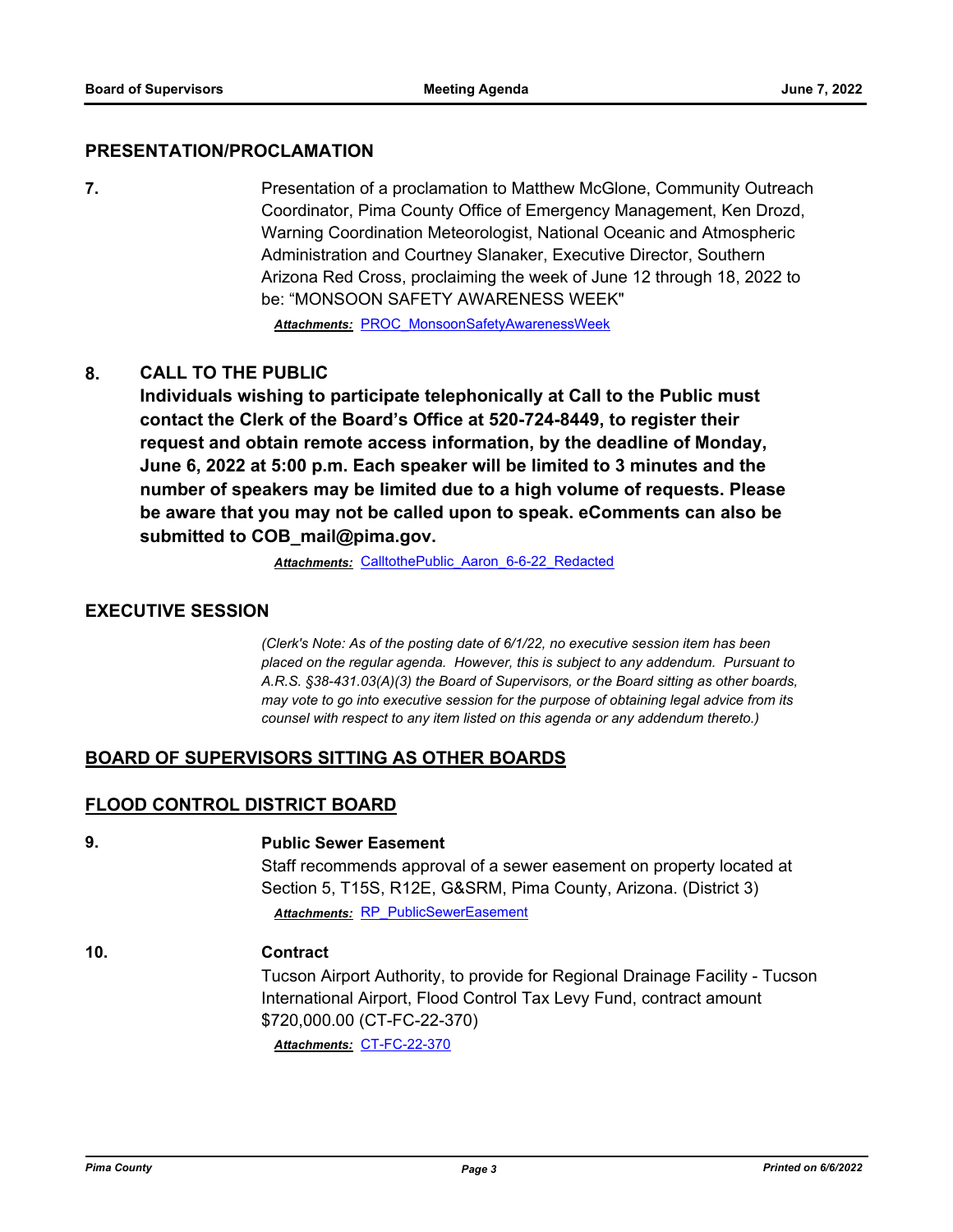## PRESENTATION/PROCLAMATION

**7.** Presentation of a proclamation to Matthew McGlone, Community Outreach Coordinator, Pima County Office of Emergency Management, Ken Drozd, Warning Coordination Meteorologist, National Oceanic and Atmospheric Administration and Courtney Slanaker, Executive Director, Southern Arizona Red Cross, proclaiming the week of June 12 through 18, 2022 to be: "MONSOON SAFETY AWARENESS WEEK"

***Attachments:*** PROC_MonsoonSafetyAwarenessWeek

**8. CALL TO THE PUBLIC**

**Individuals wishing to participate telephonically at Call to the Public must contact the Clerk of the Board's Office at 520-724-8449, to register their request and obtain remote access information, by the deadline of Monday, June 6, 2022 at 5:00 p.m. Each speaker will be limited to 3 minutes and the number of speakers may be limited due to a high volume of requests. Please be aware that you may not be called upon to speak. eComments can also be submitted to COB_mail@pima.gov.**

***Attachments:*** CalltothePublic_Aaron_6-6-22_Redacted

## EXECUTIVE SESSION

*(Clerk's Note: As of the posting date of 6/1/22, no executive session item has been placed on the regular agenda. However, this is subject to any addendum. Pursuant to A.R.S. §38-431.03(A)(3) the Board of Supervisors, or the Board sitting as other boards, may vote to go into executive session for the purpose of obtaining legal advice from its counsel with respect to any item listed on this agenda or any addendum thereto.)*

## BOARD OF SUPERVISORS SITTING AS OTHER BOARDS

## FLOOD CONTROL DISTRICT BOARD

**9. Public Sewer Easement**

Staff recommends approval of a sewer easement on property located at Section 5, T15S, R12E, G&SRM, Pima County, Arizona. (District 3)

***Attachments:*** RP_PublicSewerEasement

**10. Contract**

Tucson Airport Authority, to provide for Regional Drainage Facility - Tucson International Airport, Flood Control Tax Levy Fund, contract amount $720,000.00 (CT-FC-22-370)

***Attachments:*** CT-FC-22-370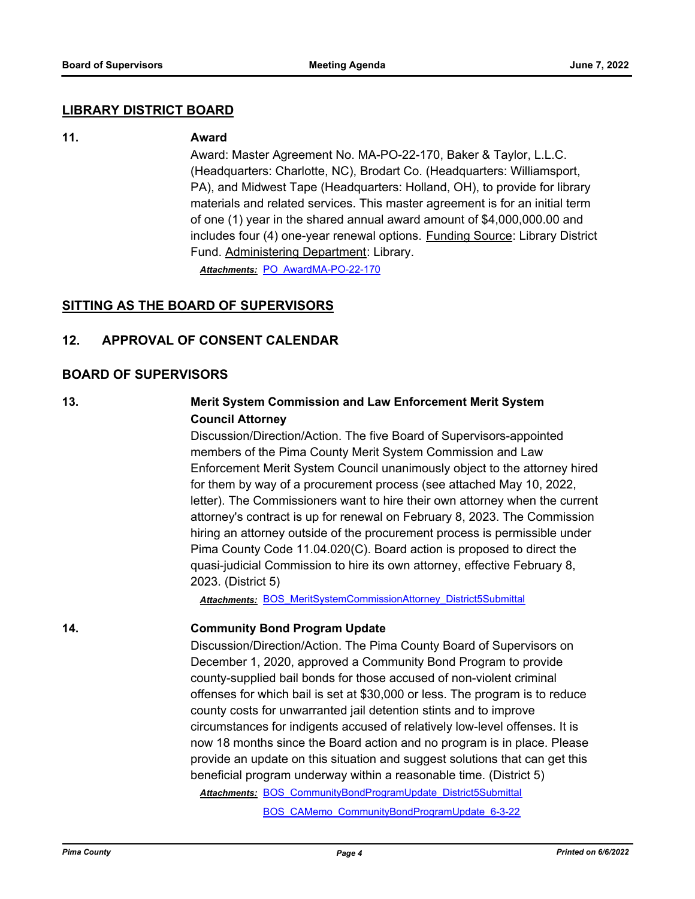## LIBRARY DISTRICT BOARD

**11.** **Award**

Award: Master Agreement No. MA-PO-22-170, Baker & Taylor, L.L.C. (Headquarters: Charlotte, NC), Brodart Co. (Headquarters: Williamsport, PA), and Midwest Tape (Headquarters: Holland, OH), to provide for library materials and related services. This master agreement is for an initial term of one (1) year in the shared annual award amount of $4,000,000.00 and includes four (4) one-year renewal options. Funding Source: Library District Fund. Administering Department: Library.

***Attachments:*** PO_AwardMA-PO-22-170

## SITTING AS THE BOARD OF SUPERVISORS

### 12. APPROVAL OF CONSENT CALENDAR

### BOARD OF SUPERVISORS

**13.** **Merit System Commission and Law Enforcement Merit System Council Attorney**

Discussion/Direction/Action. The five Board of Supervisors-appointed members of the Pima County Merit System Commission and Law Enforcement Merit System Council unanimously object to the attorney hired for them by way of a procurement process (see attached May 10, 2022, letter). The Commissioners want to hire their own attorney when the current attorney's contract is up for renewal on February 8, 2023. The Commission hiring an attorney outside of the procurement process is permissible under Pima County Code 11.04.020(C). Board action is proposed to direct the quasi-judicial Commission to hire its own attorney, effective February 8, 2023. (District 5)

***Attachments:*** BOS_MeritSystemCommissionAttorney_District5Submittal

**14.** **Community Bond Program Update**

Discussion/Direction/Action. The Pima County Board of Supervisors on December 1, 2020, approved a Community Bond Program to provide county-supplied bail bonds for those accused of non-violent criminal offenses for which bail is set at $30,000 or less. The program is to reduce county costs for unwarranted jail detention stints and to improve circumstances for indigents accused of relatively low-level offenses. It is now 18 months since the Board action and no program is in place. Please provide an update on this situation and suggest solutions that can get this beneficial program underway within a reasonable time. (District 5)

***Attachments:*** BOS_CommunityBondProgramUpdate_District5Submittal

BOS_CAMemo_CommunityBondProgramUpdate_6-3-22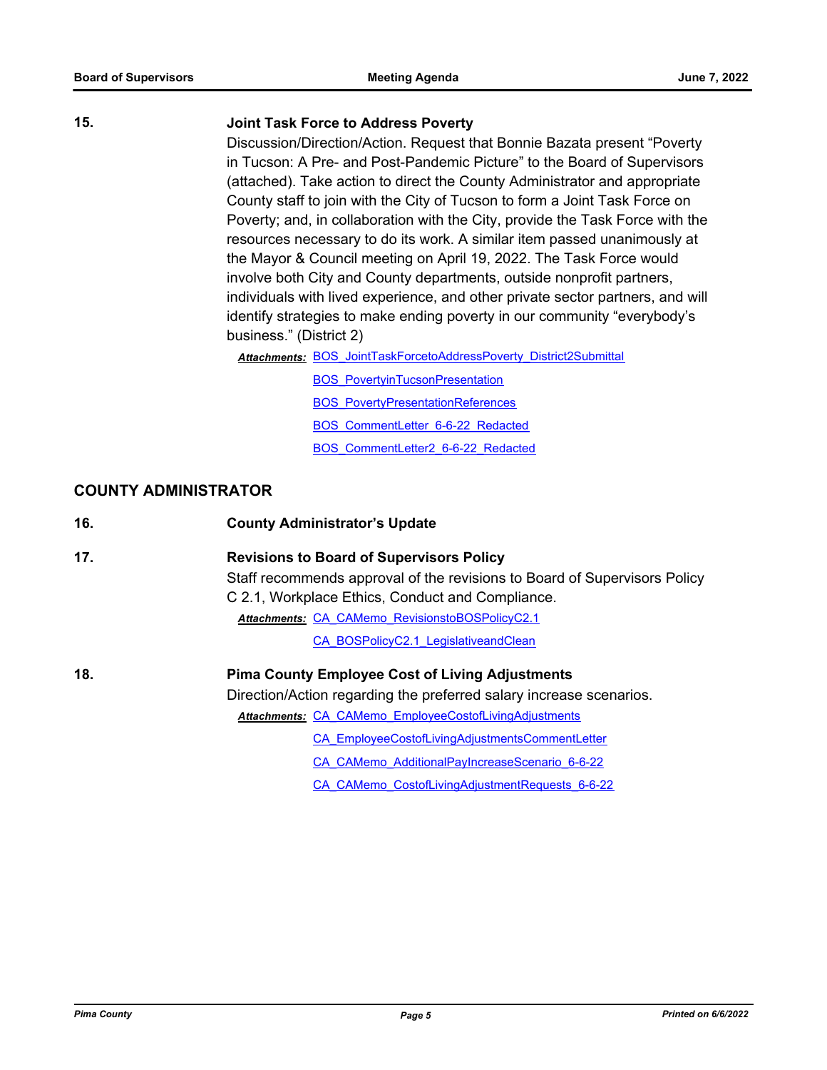**15. Joint Task Force to Address Poverty**

Discussion/Direction/Action. Request that Bonnie Bazata present "Poverty in Tucson: A Pre- and Post-Pandemic Picture" to the Board of Supervisors (attached). Take action to direct the County Administrator and appropriate County staff to join with the City of Tucson to form a Joint Task Force on Poverty; and, in collaboration with the City, provide the Task Force with the resources necessary to do its work. A similar item passed unanimously at the Mayor & Council meeting on April 19, 2022. The Task Force would involve both City and County departments, outside nonprofit partners, individuals with lived experience, and other private sector partners, and will identify strategies to make ending poverty in our community "everybody's business." (District 2)

***Attachments:*** BOS_JointTaskForcetoAddressPoverty_District2Submittal
BOS_PovertyinTucsonPresentation
BOS_PovertyPresentationReferences
BOS_CommentLetter_6-6-22_Redacted
BOS_CommentLetter2_6-6-22_Redacted

## COUNTY ADMINISTRATOR

**16. County Administrator's Update**

**17. Revisions to Board of Supervisors Policy**

Staff recommends approval of the revisions to Board of Supervisors Policy C 2.1, Workplace Ethics, Conduct and Compliance.

***Attachments:*** CA_CAMemo_RevisionstoBOSPolicyC2.1
CA_BOSPolicyC2.1_LegislativeandClean

**18. Pima County Employee Cost of Living Adjustments**

Direction/Action regarding the preferred salary increase scenarios.

***Attachments:*** CA_CAMemo_EmployeeCostofLivingAdjustments
CA_EmployeeCostofLivingAdjustmentsCommentLetter
CA_CAMemo_AdditionalPayIncreaseScenario_6-6-22
CA_CAMemo_CostofLivingAdjustmentRequests_6-6-22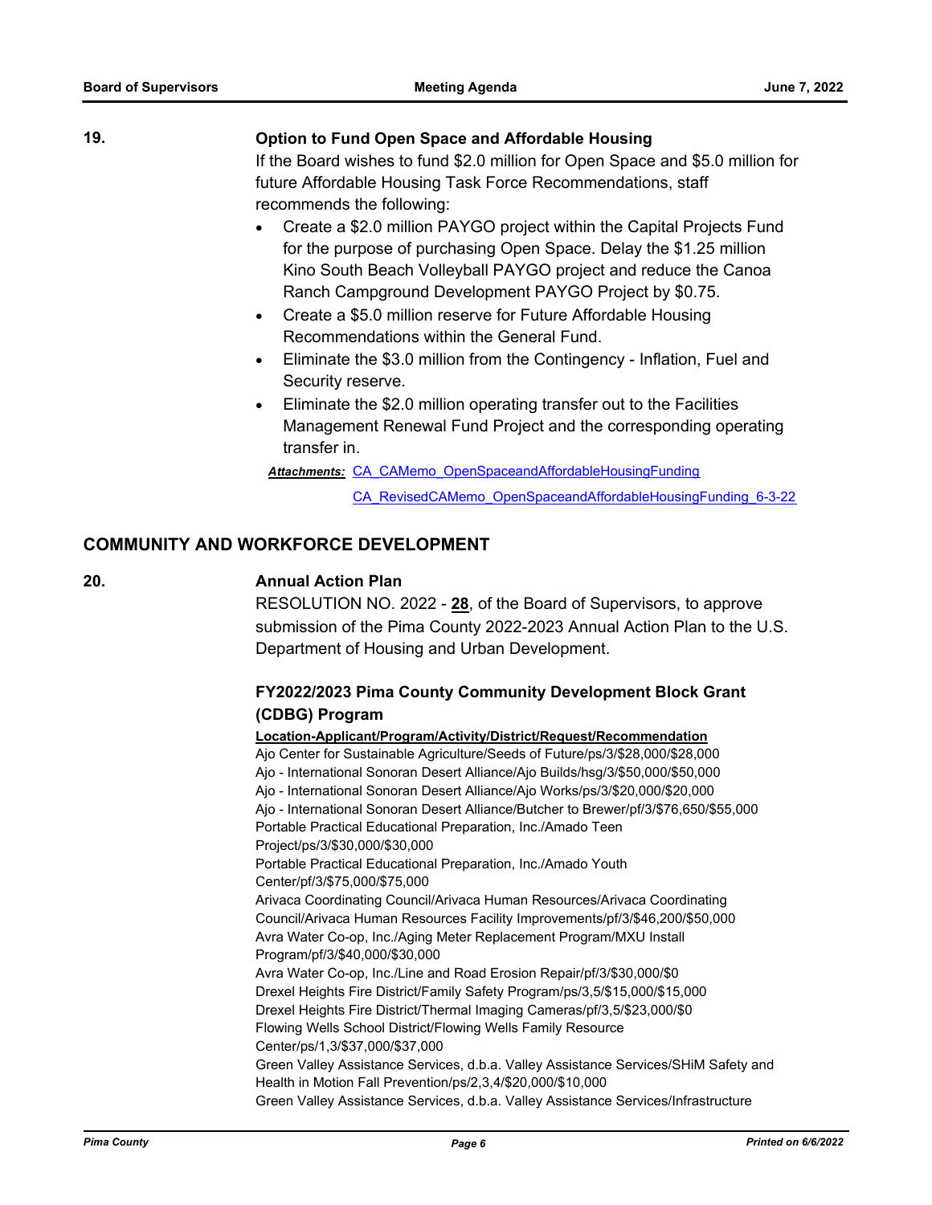**19.**

**Option to Fund Open Space and Affordable Housing**

If the Board wishes to fund $2.0 million for Open Space and $5.0 million for future Affordable Housing Task Force Recommendations, staff recommends the following:

- Create a $2.0 million PAYGO project within the Capital Projects Fund for the purpose of purchasing Open Space. Delay the $1.25 million Kino South Beach Volleyball PAYGO project and reduce the Canoa Ranch Campground Development PAYGO Project by $0.75.
- Create a $5.0 million reserve for Future Affordable Housing Recommendations within the General Fund.
- Eliminate the $3.0 million from the Contingency - Inflation, Fuel and Security reserve.
- Eliminate the $2.0 million operating transfer out to the Facilities Management Renewal Fund Project and the corresponding operating transfer in.

***Attachments:*** CA_CAMemo_OpenSpaceandAffordableHousingFunding

CA_RevisedCAMemo_OpenSpaceandAffordableHousingFunding_6-3-22

## COMMUNITY AND WORKFORCE DEVELOPMENT

**20.**

**Annual Action Plan**

RESOLUTION NO. 2022 - **28**, of the Board of Supervisors, to approve submission of the Pima County 2022-2023 Annual Action Plan to the U.S. Department of Housing and Urban Development.

**FY2022/2023 Pima County Community Development Block Grant (CDBG) Program**

**Location-Applicant/Program/Activity/District/Request/Recommendation**

Ajo Center for Sustainable Agriculture/Seeds of Future/ps/3/$28,000/$28,000
Ajo - International Sonoran Desert Alliance/Ajo Builds/hsg/3/$50,000/$50,000
Ajo - International Sonoran Desert Alliance/Ajo Works/ps/3/$20,000/$20,000
Ajo - International Sonoran Desert Alliance/Butcher to Brewer/pf/3/$76,650/$55,000
Portable Practical Educational Preparation, Inc./Amado Teen Project/ps/3/$30,000/$30,000
Portable Practical Educational Preparation, Inc./Amado Youth Center/pf/3/$75,000/$75,000
Arivaca Coordinating Council/Arivaca Human Resources/Arivaca Coordinating Council/Arivaca Human Resources Facility Improvements/pf/3/$46,200/$50,000
Avra Water Co-op, Inc./Aging Meter Replacement Program/MXU Install Program/pf/3/$40,000/$30,000
Avra Water Co-op, Inc./Line and Road Erosion Repair/pf/3/$30,000/$0
Drexel Heights Fire District/Family Safety Program/ps/3,5/$15,000/$15,000
Drexel Heights Fire District/Thermal Imaging Cameras/pf/3,5/$23,000/$0
Flowing Wells School District/Flowing Wells Family Resource Center/ps/1,3/$37,000/$37,000
Green Valley Assistance Services, d.b.a. Valley Assistance Services/SHiM Safety and Health in Motion Fall Prevention/ps/2,3,4/$20,000/$10,000
Green Valley Assistance Services, d.b.a. Valley Assistance Services/Infrastructure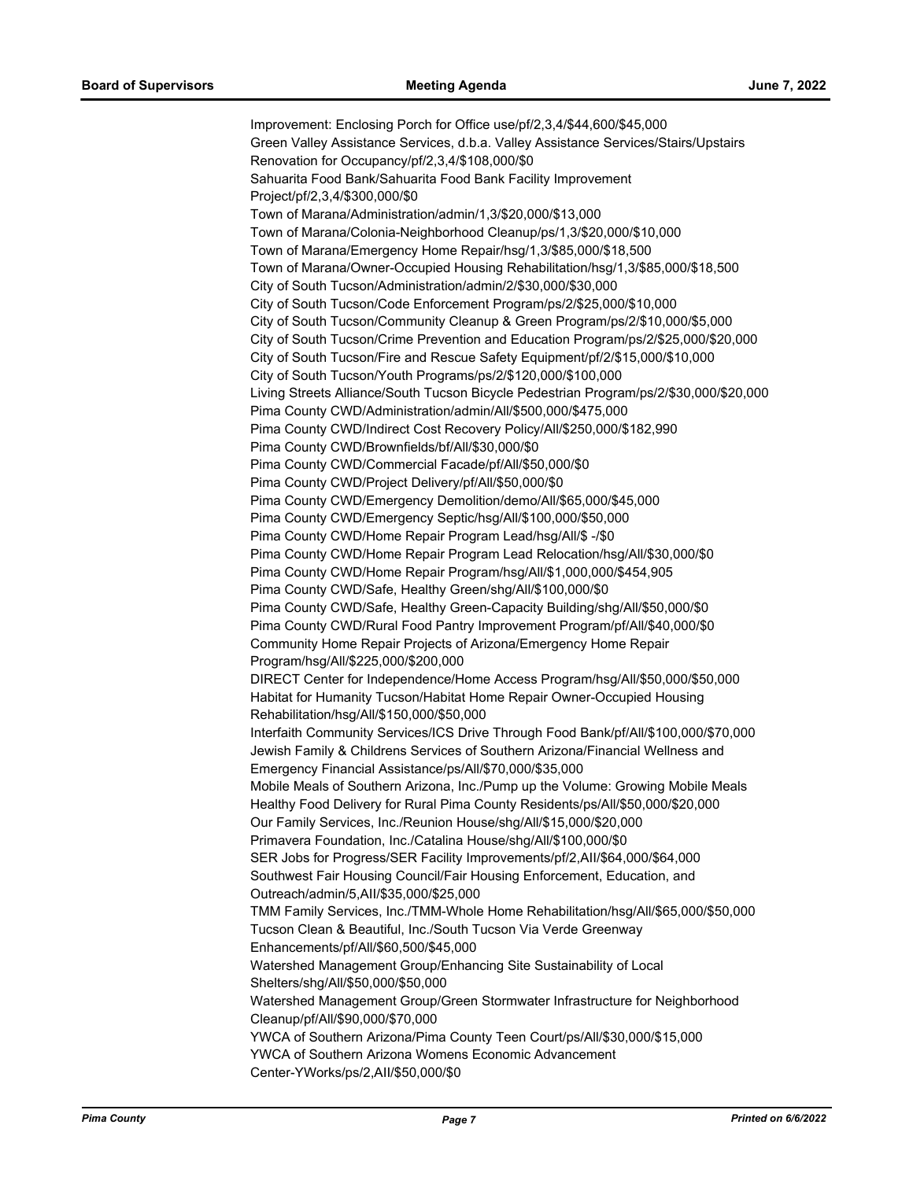Improvement: Enclosing Porch for Office use/pf/2,3,4/$44,600/$45,000
Green Valley Assistance Services, d.b.a. Valley Assistance Services/Stairs/Upstairs Renovation for Occupancy/pf/2,3,4/$108,000/$0
Sahuarita Food Bank/Sahuarita Food Bank Facility Improvement Project/pf/2,3,4/$300,000/$0
Town of Marana/Administration/admin/1,3/$20,000/$13,000
Town of Marana/Colonia-Neighborhood Cleanup/ps/1,3/$20,000/$10,000
Town of Marana/Emergency Home Repair/hsg/1,3/$85,000/$18,500
Town of Marana/Owner-Occupied Housing Rehabilitation/hsg/1,3/$85,000/$18,500
City of South Tucson/Administration/admin/2/$30,000/$30,000
City of South Tucson/Code Enforcement Program/ps/2/$25,000/$10,000
City of South Tucson/Community Cleanup & Green Program/ps/2/$10,000/$5,000
City of South Tucson/Crime Prevention and Education Program/ps/2/$25,000/$20,000
City of South Tucson/Fire and Rescue Safety Equipment/pf/2/$15,000/$10,000
City of South Tucson/Youth Programs/ps/2/$120,000/$100,000
Living Streets Alliance/South Tucson Bicycle Pedestrian Program/ps/2/$30,000/$20,000
Pima County CWD/Administration/admin/All/$500,000/$475,000
Pima County CWD/Indirect Cost Recovery Policy/All/$250,000/$182,990
Pima County CWD/Brownfields/bf/All/$30,000/$0
Pima County CWD/Commercial Facade/pf/All/$50,000/$0
Pima County CWD/Project Delivery/pf/All/$50,000/$0
Pima County CWD/Emergency Demolition/demo/All/$65,000/$45,000
Pima County CWD/Emergency Septic/hsg/All/$100,000/$50,000
Pima County CWD/Home Repair Program Lead/hsg/All/$ -/$0
Pima County CWD/Home Repair Program Lead Relocation/hsg/All/$30,000/$0
Pima County CWD/Home Repair Program/hsg/All/$1,000,000/$454,905
Pima County CWD/Safe, Healthy Green/shg/All/$100,000/$0
Pima County CWD/Safe, Healthy Green-Capacity Building/shg/All/$50,000/$0
Pima County CWD/Rural Food Pantry Improvement Program/pf/All/$40,000/$0
Community Home Repair Projects of Arizona/Emergency Home Repair Program/hsg/All/$225,000/$200,000
DIRECT Center for Independence/Home Access Program/hsg/All/$50,000/$50,000
Habitat for Humanity Tucson/Habitat Home Repair Owner-Occupied Housing Rehabilitation/hsg/All/$150,000/$50,000
Interfaith Community Services/ICS Drive Through Food Bank/pf/All/$100,000/$70,000
Jewish Family & Childrens Services of Southern Arizona/Financial Wellness and Emergency Financial Assistance/ps/All/$70,000/$35,000
Mobile Meals of Southern Arizona, Inc./Pump up the Volume: Growing Mobile Meals Healthy Food Delivery for Rural Pima County Residents/ps/All/$50,000/$20,000
Our Family Services, Inc./Reunion House/shg/All/$15,000/$20,000
Primavera Foundation, Inc./Catalina House/shg/All/$100,000/$0
SER Jobs for Progress/SER Facility Improvements/pf/2,All/$64,000/$64,000
Southwest Fair Housing Council/Fair Housing Enforcement, Education, and Outreach/admin/5,All/$35,000/$25,000
TMM Family Services, Inc./TMM-Whole Home Rehabilitation/hsg/All/$65,000/$50,000
Tucson Clean & Beautiful, Inc./South Tucson Via Verde Greenway Enhancements/pf/All/$60,500/$45,000
Watershed Management Group/Enhancing Site Sustainability of Local Shelters/shg/All/$50,000/$50,000
Watershed Management Group/Green Stormwater Infrastructure for Neighborhood Cleanup/pf/All/$90,000/$70,000
YWCA of Southern Arizona/Pima County Teen Court/ps/All/$30,000/$15,000
YWCA of Southern Arizona Womens Economic Advancement Center-YWorks/ps/2,All/$50,000/$0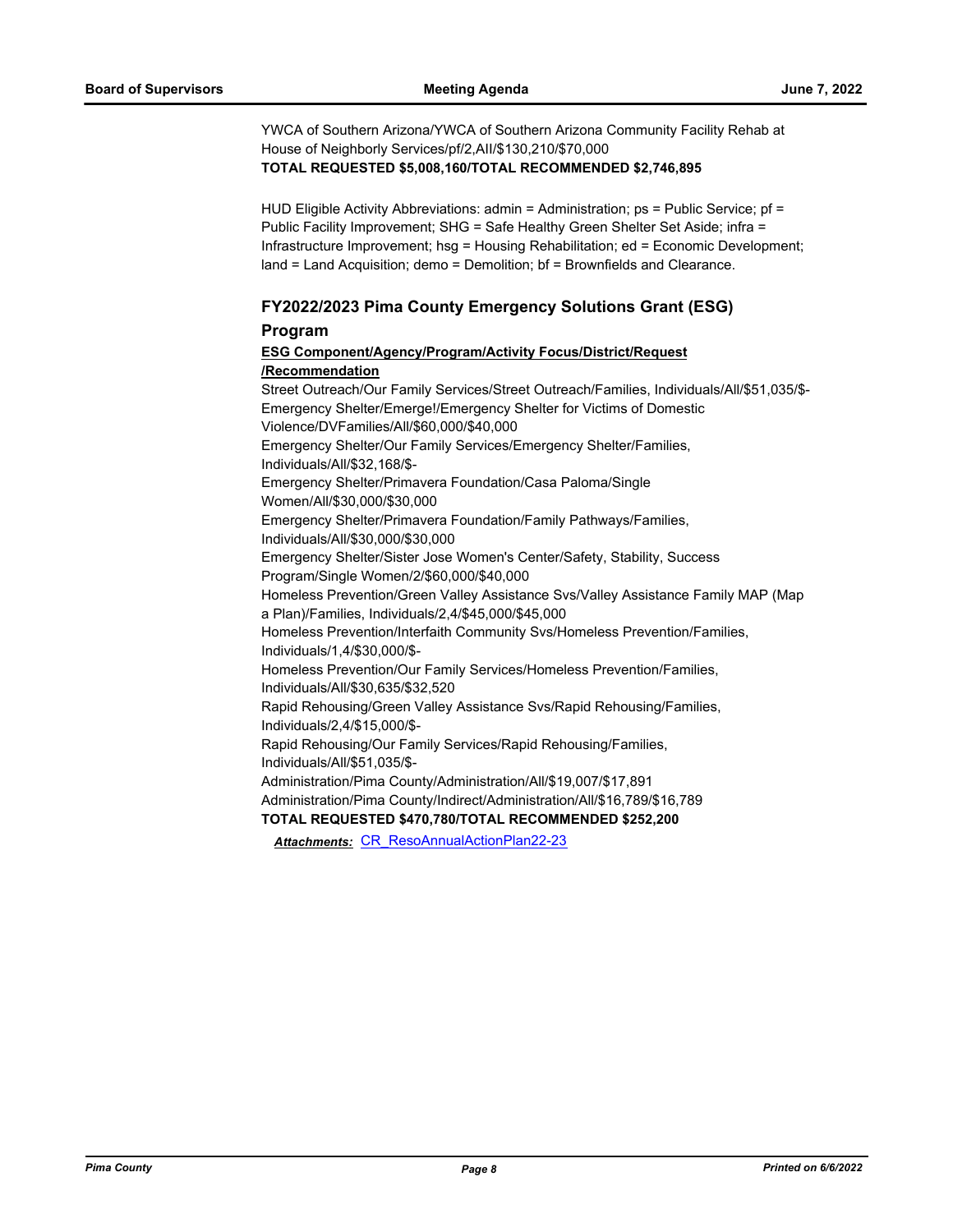YWCA of Southern Arizona/YWCA of Southern Arizona Community Facility Rehab at House of Neighborly Services/pf/2,All/$130,210/$70,000

**TOTAL REQUESTED $5,008,160/TOTAL RECOMMENDED $2,746,895**

HUD Eligible Activity Abbreviations: admin = Administration; ps = Public Service; pf = Public Facility Improvement; SHG = Safe Healthy Green Shelter Set Aside; infra = Infrastructure Improvement; hsg = Housing Rehabilitation; ed = Economic Development; land = Land Acquisition; demo = Demolition; bf = Brownfields and Clearance.

### FY2022/2023 Pima County Emergency Solutions Grant (ESG) Program

**ESG Component/Agency/Program/Activity Focus/District/Request /Recommendation**

Street Outreach/Our Family Services/Street Outreach/Families, Individuals/All/$51,035/$-

Emergency Shelter/Emerge!/Emergency Shelter for Victims of Domestic Violence/DVFamilies/All/$60,000/$40,000

Emergency Shelter/Our Family Services/Emergency Shelter/Families, Individuals/All/$32,168/$-

Emergency Shelter/Primavera Foundation/Casa Paloma/Single Women/All/$30,000/$30,000

Emergency Shelter/Primavera Foundation/Family Pathways/Families, Individuals/All/$30,000/$30,000

Emergency Shelter/Sister Jose Women's Center/Safety, Stability, Success Program/Single Women/2/$60,000/$40,000

Homeless Prevention/Green Valley Assistance Svs/Valley Assistance Family MAP (Map a Plan)/Families, Individuals/2,4/$45,000/$45,000

Homeless Prevention/Interfaith Community Svs/Homeless Prevention/Families, Individuals/1,4/$30,000/$-

Homeless Prevention/Our Family Services/Homeless Prevention/Families, Individuals/All/$30,635/$32,520

Rapid Rehousing/Green Valley Assistance Svs/Rapid Rehousing/Families, Individuals/2,4/$15,000/$-

Rapid Rehousing/Our Family Services/Rapid Rehousing/Families, Individuals/All/$51,035/$-

Administration/Pima County/Administration/All/$19,007/$17,891

Administration/Pima County/Indirect/Administration/All/$16,789/$16,789

**TOTAL REQUESTED $470,780/TOTAL RECOMMENDED $252,200**

***Attachments:*** CR_ResoAnnualActionPlan22-23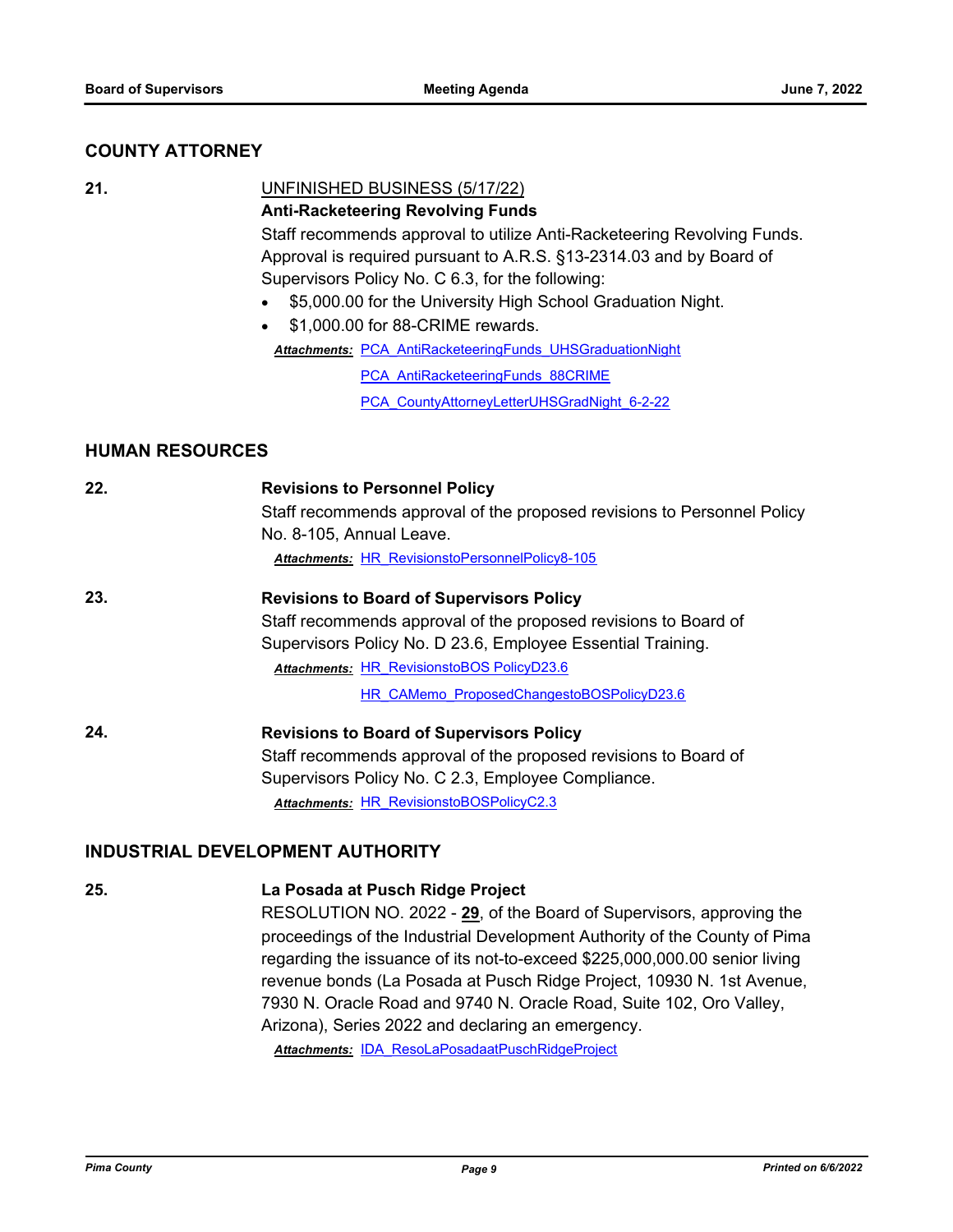## COUNTY ATTORNEY

**21.** UNFINISHED BUSINESS (5/17/22)

**Anti-Racketeering Revolving Funds**

Staff recommends approval to utilize Anti-Racketeering Revolving Funds. Approval is required pursuant to A.R.S. §13-2314.03 and by Board of Supervisors Policy No. C 6.3, for the following:

- $5,000.00 for the University High School Graduation Night.
- $1,000.00 for 88-CRIME rewards.

***Attachments:*** PCA_AntiRacketeeringFunds_UHSGraduationNight

PCA_AntiRacketeeringFunds_88CRIME

PCA_CountyAttorneyLetterUHSGradNight_6-2-22

## HUMAN RESOURCES

**22.** **Revisions to Personnel Policy**

Staff recommends approval of the proposed revisions to Personnel Policy No. 8-105, Annual Leave.

***Attachments:*** HR_RevisionstoPersonnelPolicy8-105

**23.** **Revisions to Board of Supervisors Policy**

Staff recommends approval of the proposed revisions to Board of Supervisors Policy No. D 23.6, Employee Essential Training.

***Attachments:*** HR_RevisionstoBOS PolicyD23.6

HR_CAMemo_ProposedChangestoBOSPolicyD23.6

**24.** **Revisions to Board of Supervisors Policy**

Staff recommends approval of the proposed revisions to Board of Supervisors Policy No. C 2.3, Employee Compliance.

***Attachments:*** HR_RevisionstoBOSPolicyC2.3

## INDUSTRIAL DEVELOPMENT AUTHORITY

**25.** **La Posada at Pusch Ridge Project**

RESOLUTION NO. 2022 - **29**, of the Board of Supervisors, approving the proceedings of the Industrial Development Authority of the County of Pima regarding the issuance of its not-to-exceed $225,000,000.00 senior living revenue bonds (La Posada at Pusch Ridge Project, 10930 N. 1st Avenue, 7930 N. Oracle Road and 9740 N. Oracle Road, Suite 102, Oro Valley, Arizona), Series 2022 and declaring an emergency.

***Attachments:*** IDA_ResoLaPosadaatPuschRidgeProject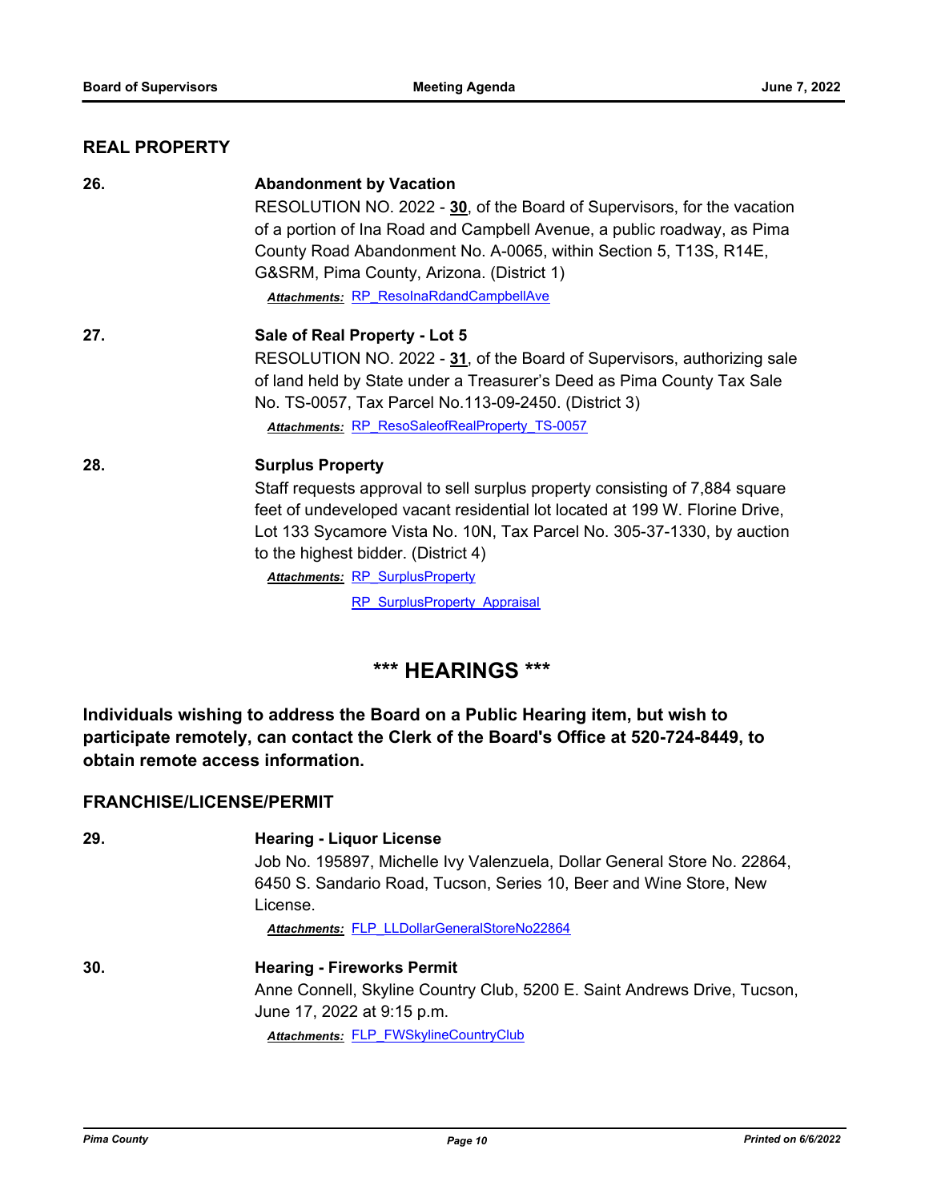## REAL PROPERTY

**26.** **Abandonment by Vacation**

RESOLUTION NO. 2022 - **30**, of the Board of Supervisors, for the vacation of a portion of Ina Road and Campbell Avenue, a public roadway, as Pima County Road Abandonment No. A-0065, within Section 5, T13S, R14E, G&SRM, Pima County, Arizona. (District 1)

***Attachments:*** RP_ResoInaRdandCampbellAve

**27.** **Sale of Real Property - Lot 5**

RESOLUTION NO. 2022 - **31**, of the Board of Supervisors, authorizing sale of land held by State under a Treasurer's Deed as Pima County Tax Sale No. TS-0057, Tax Parcel No.113-09-2450. (District 3)

***Attachments:*** RP_ResoSaleofRealProperty_TS-0057

**28.** **Surplus Property**

Staff requests approval to sell surplus property consisting of 7,884 square feet of undeveloped vacant residential lot located at 199 W. Florine Drive, Lot 133 Sycamore Vista No. 10N, Tax Parcel No. 305-37-1330, by auction to the highest bidder. (District 4)

***Attachments:*** RP_SurplusProperty

RP_SurplusProperty_Appraisal

# *** HEARINGS ***

**Individuals wishing to address the Board on a Public Hearing item, but wish to participate remotely, can contact the Clerk of the Board's Office at 520-724-8449, to obtain remote access information.**

## FRANCHISE/LICENSE/PERMIT

**29.** **Hearing - Liquor License**

Job No. 195897, Michelle Ivy Valenzuela, Dollar General Store No. 22864, 6450 S. Sandario Road, Tucson, Series 10, Beer and Wine Store, New License.

***Attachments:*** FLP_LLDollarGeneralStoreNo22864

**30.** **Hearing - Fireworks Permit**

Anne Connell, Skyline Country Club, 5200 E. Saint Andrews Drive, Tucson, June 17, 2022 at 9:15 p.m.

***Attachments:*** FLP_FWSkylineCountryClub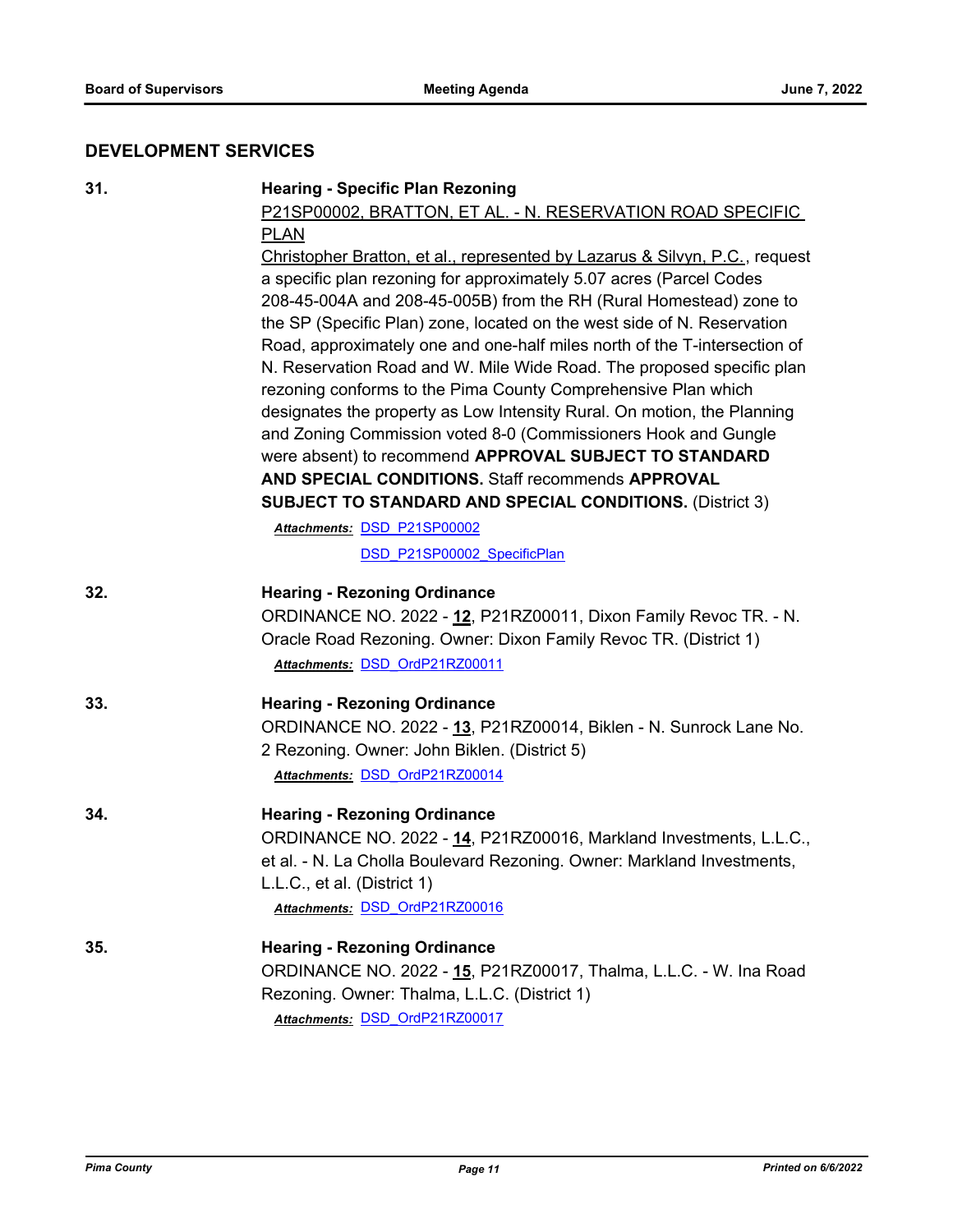## DEVELOPMENT SERVICES

**31. Hearing - Specific Plan Rezoning**

P21SP00002, BRATTON, ET AL. - N. RESERVATION ROAD SPECIFIC PLAN

Christopher Bratton, et al., represented by Lazarus & Silvyn, P.C., request a specific plan rezoning for approximately 5.07 acres (Parcel Codes 208-45-004A and 208-45-005B) from the RH (Rural Homestead) zone to the SP (Specific Plan) zone, located on the west side of N. Reservation Road, approximately one and one-half miles north of the T-intersection of N. Reservation Road and W. Mile Wide Road. The proposed specific plan rezoning conforms to the Pima County Comprehensive Plan which designates the property as Low Intensity Rural. On motion, the Planning and Zoning Commission voted 8-0 (Commissioners Hook and Gungle were absent) to recommend **APPROVAL SUBJECT TO STANDARD AND SPECIAL CONDITIONS.** Staff recommends **APPROVAL SUBJECT TO STANDARD AND SPECIAL CONDITIONS.** (District 3)

***Attachments:*** DSD_P21SP00002

DSD_P21SP00002_SpecificPlan

**32. Hearing - Rezoning Ordinance**

ORDINANCE NO. 2022 - **12**, P21RZ00011, Dixon Family Revoc TR. - N. Oracle Road Rezoning. Owner: Dixon Family Revoc TR. (District 1)

***Attachments:*** DSD_OrdP21RZ00011

**33. Hearing - Rezoning Ordinance**

ORDINANCE NO. 2022 - **13**, P21RZ00014, Biklen - N. Sunrock Lane No. 2 Rezoning. Owner: John Biklen. (District 5)

***Attachments:*** DSD_OrdP21RZ00014

**34. Hearing - Rezoning Ordinance**

ORDINANCE NO. 2022 - **14**, P21RZ00016, Markland Investments, L.L.C., et al. - N. La Cholla Boulevard Rezoning. Owner: Markland Investments, L.L.C., et al. (District 1)

***Attachments:*** DSD_OrdP21RZ00016

**35. Hearing - Rezoning Ordinance**

ORDINANCE NO. 2022 - **15**, P21RZ00017, Thalma, L.L.C. - W. Ina Road Rezoning. Owner: Thalma, L.L.C. (District 1)

***Attachments:*** DSD_OrdP21RZ00017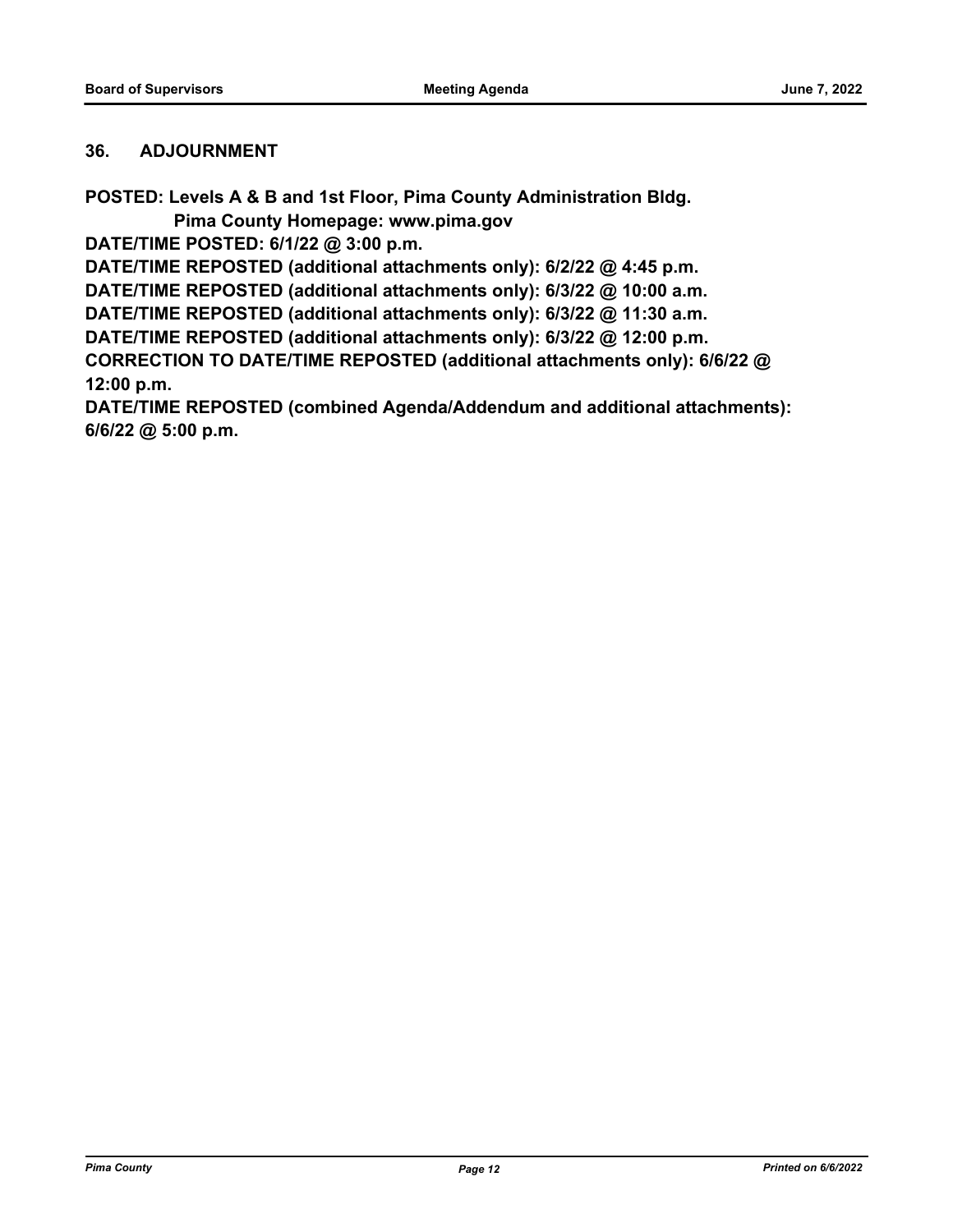## 36. ADJOURNMENT

**POSTED: Levels A & B and 1st Floor, Pima County Administration Bldg.**
**Pima County Homepage: www.pima.gov**
**DATE/TIME POSTED: 6/1/22 @ 3:00 p.m.**
**DATE/TIME REPOSTED (additional attachments only): 6/2/22 @ 4:45 p.m.**
**DATE/TIME REPOSTED (additional attachments only): 6/3/22 @ 10:00 a.m.**
**DATE/TIME REPOSTED (additional attachments only): 6/3/22 @ 11:30 a.m.**
**DATE/TIME REPOSTED (additional attachments only): 6/3/22 @ 12:00 p.m.**
**CORRECTION TO DATE/TIME REPOSTED (additional attachments only): 6/6/22 @ 12:00 p.m.**
**DATE/TIME REPOSTED (combined Agenda/Addendum and additional attachments): 6/6/22 @ 5:00 p.m.**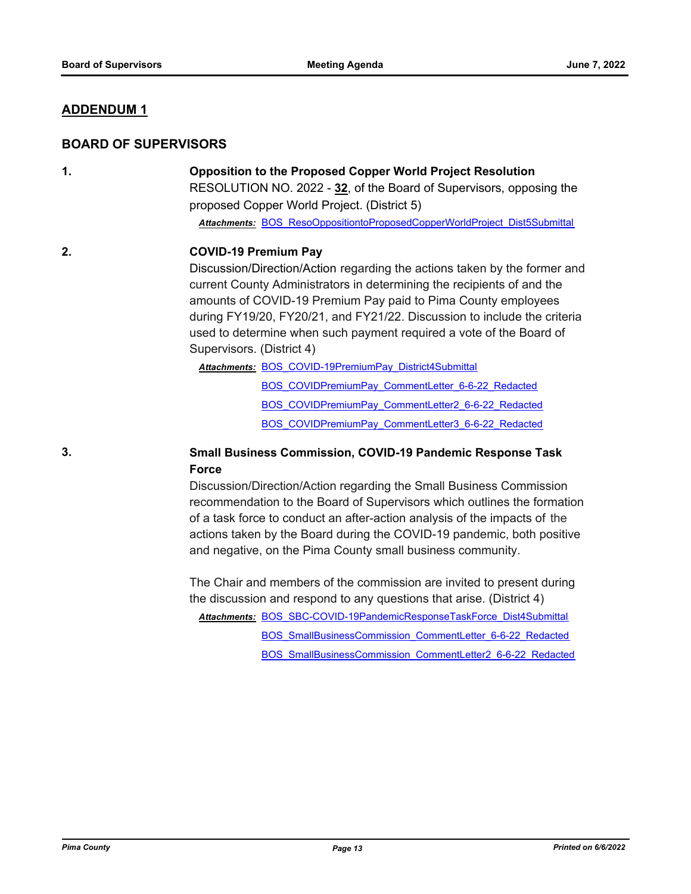## ADDENDUM 1

## BOARD OF SUPERVISORS

**1. Opposition to the Proposed Copper World Project Resolution**

RESOLUTION NO. 2022 - **32**, of the Board of Supervisors, opposing the proposed Copper World Project. (District 5)

***Attachments:*** BOS_ResoOppositiontoProposedCopperWorldProject_Dist5Submittal

**2. COVID-19 Premium Pay**

Discussion/Direction/Action regarding the actions taken by the former and current County Administrators in determining the recipients of and the amounts of COVID-19 Premium Pay paid to Pima County employees during FY19/20, FY20/21, and FY21/22. Discussion to include the criteria used to determine when such payment required a vote of the Board of Supervisors. (District 4)

***Attachments:*** BOS_COVID-19PremiumPay_District4Submittal
BOS_COVIDPremiumPay_CommentLetter_6-6-22_Redacted
BOS_COVIDPremiumPay_CommentLetter2_6-6-22_Redacted
BOS_COVIDPremiumPay_CommentLetter3_6-6-22_Redacted

**3. Small Business Commission, COVID-19 Pandemic Response Task Force**

Discussion/Direction/Action regarding the Small Business Commission recommendation to the Board of Supervisors which outlines the formation of a task force to conduct an after-action analysis of the impacts of the actions taken by the Board during the COVID-19 pandemic, both positive and negative, on the Pima County small business community.

The Chair and members of the commission are invited to present during the discussion and respond to any questions that arise. (District 4)

***Attachments:*** BOS_SBC-COVID-19PandemicResponseTaskForce_Dist4Submittal
BOS_SmallBusinessCommission_CommentLetter_6-6-22_Redacted
BOS_SmallBusinessCommission_CommentLetter2_6-6-22_Redacted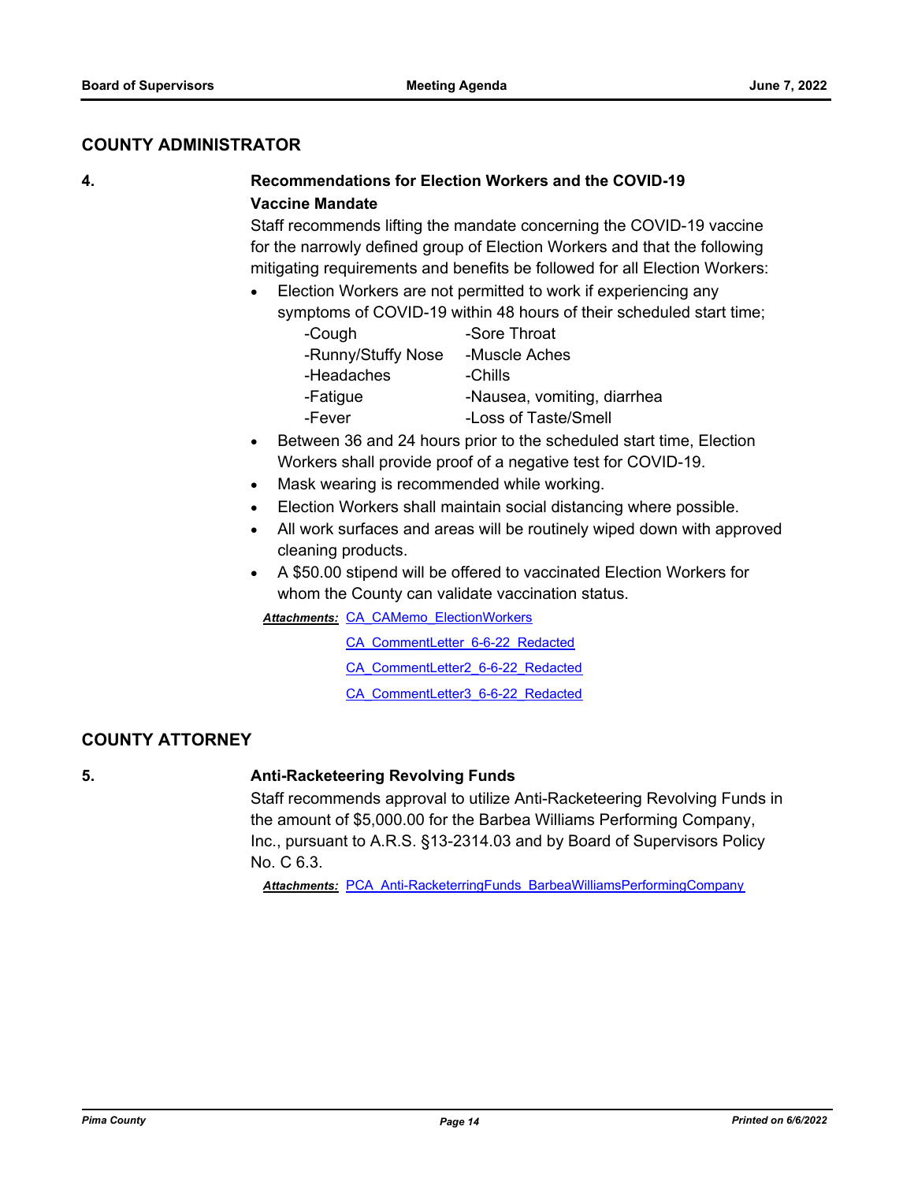## COUNTY ADMINISTRATOR

**4. Recommendations for Election Workers and the COVID-19 Vaccine Mandate**

Staff recommends lifting the mandate concerning the COVID-19 vaccine for the narrowly defined group of Election Workers and that the following mitigating requirements and benefits be followed for all Election Workers:

- Election Workers are not permitted to work if experiencing any symptoms of COVID-19 within 48 hours of their scheduled start time;

  | | |
  |---|---|
  | -Cough | -Sore Throat |
  | -Runny/Stuffy Nose | -Muscle Aches |
  | -Headaches | -Chills |
  | -Fatigue | -Nausea, vomiting, diarrhea |
  | -Fever | -Loss of Taste/Smell |

- Between 36 and 24 hours prior to the scheduled start time, Election Workers shall provide proof of a negative test for COVID-19.
- Mask wearing is recommended while working.
- Election Workers shall maintain social distancing where possible.
- All work surfaces and areas will be routinely wiped down with approved cleaning products.
- A $50.00 stipend will be offered to vaccinated Election Workers for whom the County can validate vaccination status.

***Attachments:*** CA_CAMemo_ElectionWorkers
CA_CommentLetter_6-6-22_Redacted
CA_CommentLetter2_6-6-22_Redacted
CA_CommentLetter3_6-6-22_Redacted

## COUNTY ATTORNEY

**5. Anti-Racketeering Revolving Funds**

Staff recommends approval to utilize Anti-Racketeering Revolving Funds in the amount of $5,000.00 for the Barbea Williams Performing Company, Inc., pursuant to A.R.S. §13-2314.03 and by Board of Supervisors Policy No. C 6.3.

***Attachments:*** PCA_Anti-RacketerringFunds_BarbeaWilliamsPerformingCompany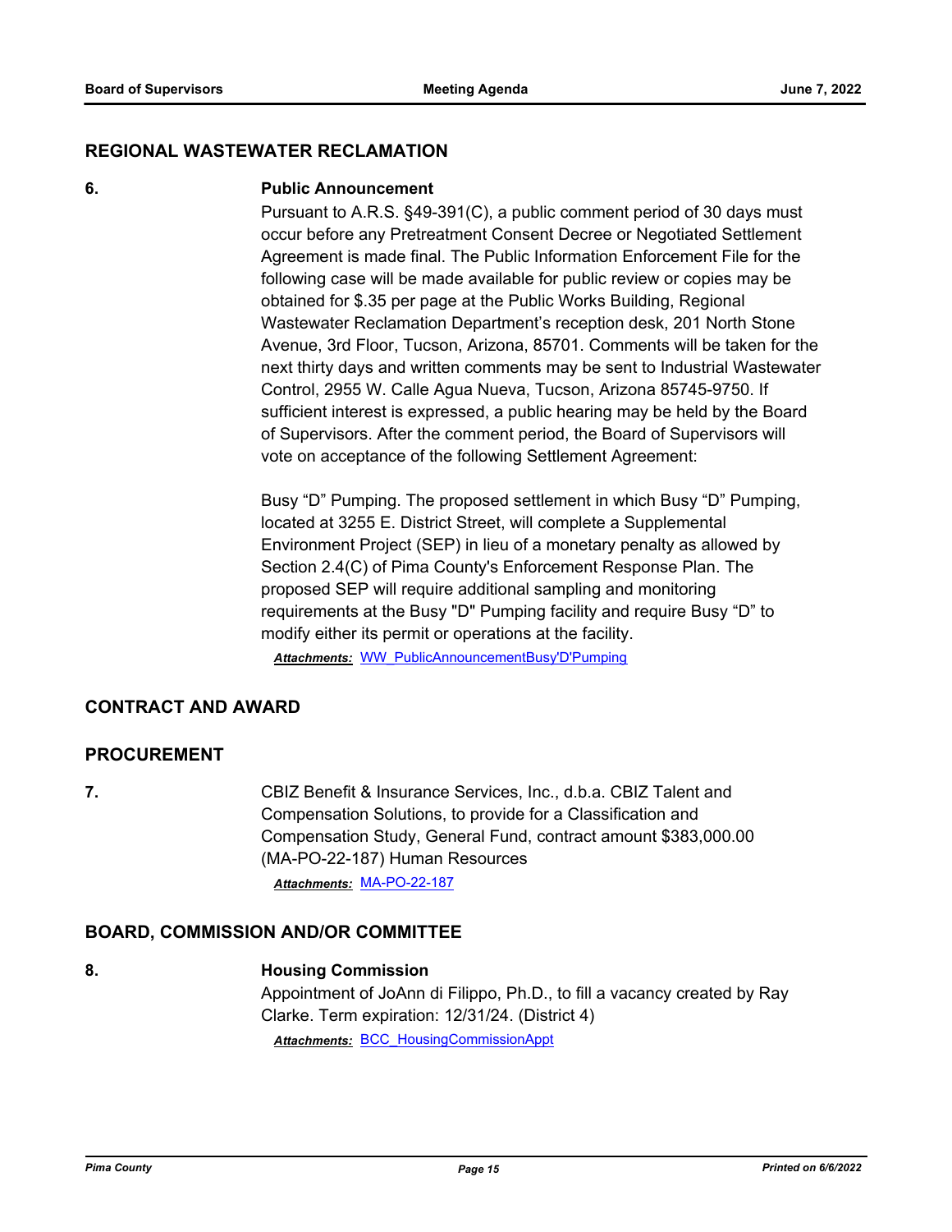## REGIONAL WASTEWATER RECLAMATION

**6.** **Public Announcement**

Pursuant to A.R.S. §49-391(C), a public comment period of 30 days must occur before any Pretreatment Consent Decree or Negotiated Settlement Agreement is made final. The Public Information Enforcement File for the following case will be made available for public review or copies may be obtained for $.35 per page at the Public Works Building, Regional Wastewater Reclamation Department's reception desk, 201 North Stone Avenue, 3rd Floor, Tucson, Arizona, 85701. Comments will be taken for the next thirty days and written comments may be sent to Industrial Wastewater Control, 2955 W. Calle Agua Nueva, Tucson, Arizona 85745-9750. If sufficient interest is expressed, a public hearing may be held by the Board of Supervisors. After the comment period, the Board of Supervisors will vote on acceptance of the following Settlement Agreement:

Busy "D" Pumping. The proposed settlement in which Busy "D" Pumping, located at 3255 E. District Street, will complete a Supplemental Environment Project (SEP) in lieu of a monetary penalty as allowed by Section 2.4(C) of Pima County's Enforcement Response Plan. The proposed SEP will require additional sampling and monitoring requirements at the Busy "D" Pumping facility and require Busy "D" to modify either its permit or operations at the facility.

***Attachments:*** WW_PublicAnnouncementBusy'D'Pumping

## CONTRACT AND AWARD

## PROCUREMENT

**7.** CBIZ Benefit & Insurance Services, Inc., d.b.a. CBIZ Talent and Compensation Solutions, to provide for a Classification and Compensation Study, General Fund, contract amount $383,000.00 (MA-PO-22-187) Human Resources

***Attachments:*** MA-PO-22-187

## BOARD, COMMISSION AND/OR COMMITTEE

**8.** **Housing Commission**

Appointment of JoAnn di Filippo, Ph.D., to fill a vacancy created by Ray Clarke. Term expiration: 12/31/24. (District 4)

***Attachments:*** BCC_HousingCommissionAppt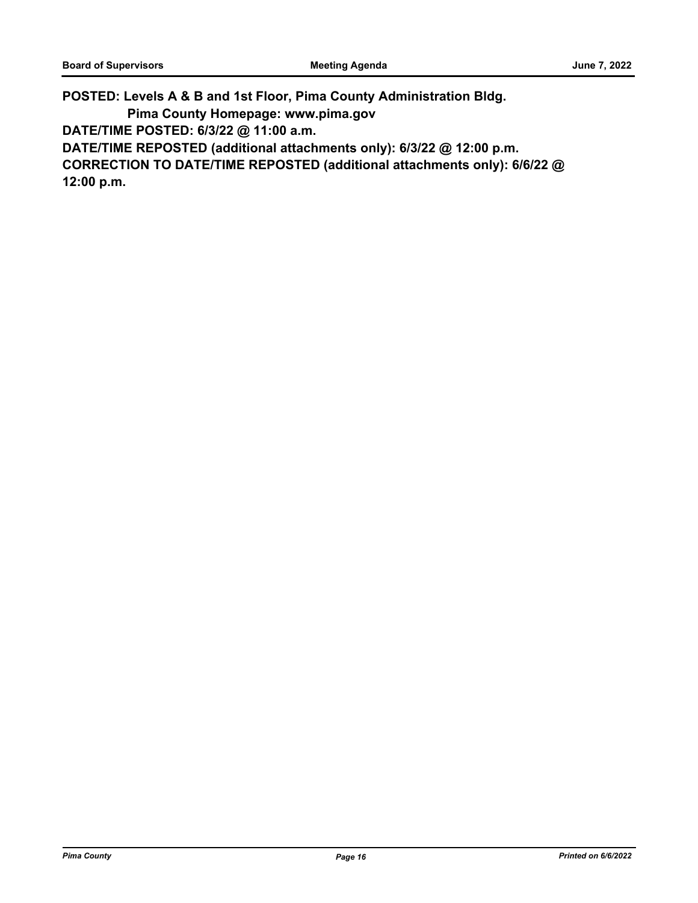**POSTED: Levels A & B and 1st Floor, Pima County Administration Bldg.**
**Pima County Homepage: www.pima.gov**
**DATE/TIME POSTED: 6/3/22 @ 11:00 a.m.**
**DATE/TIME REPOSTED (additional attachments only): 6/3/22 @ 12:00 p.m.**
**CORRECTION TO DATE/TIME REPOSTED (additional attachments only): 6/6/22 @ 12:00 p.m.**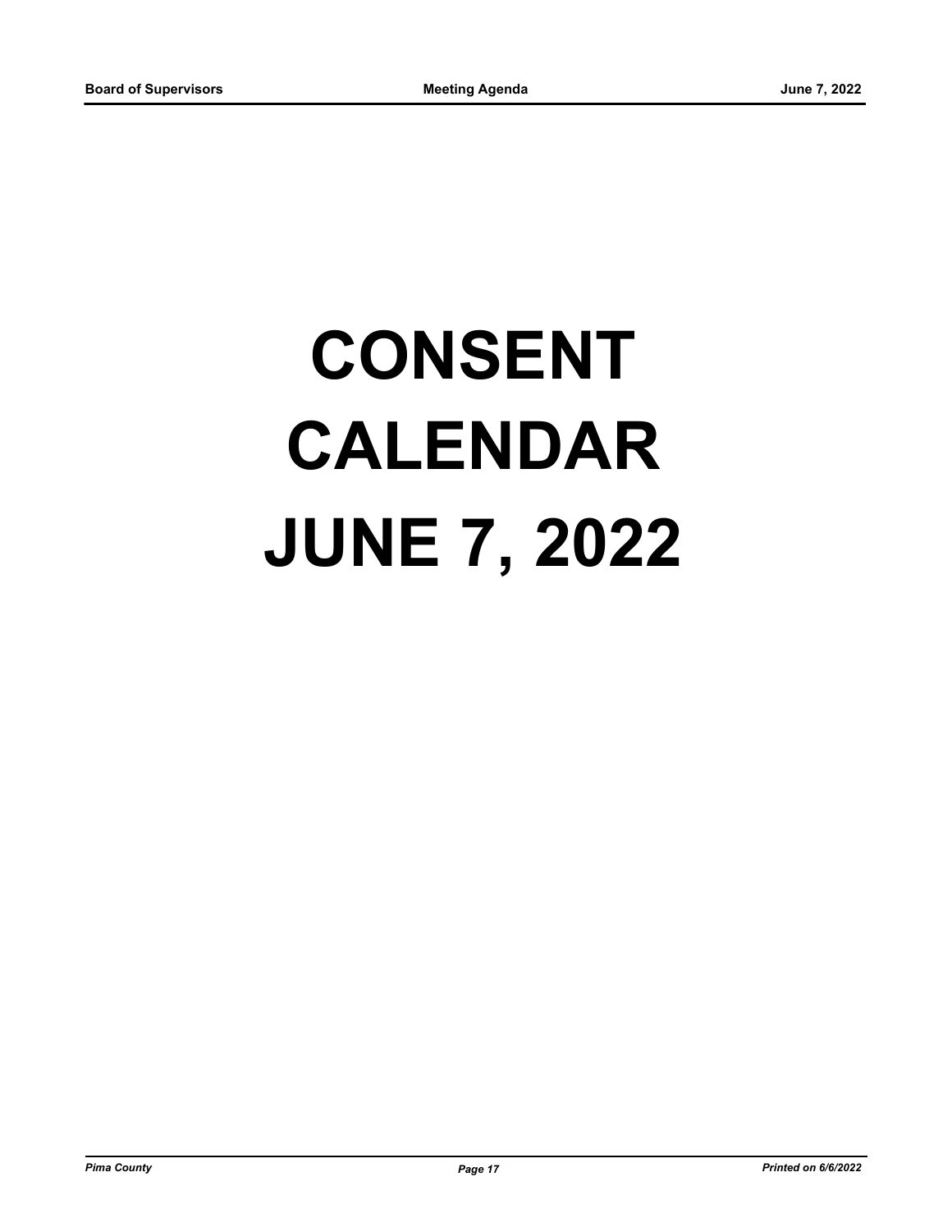# CONSENT CALENDAR JUNE 7, 2022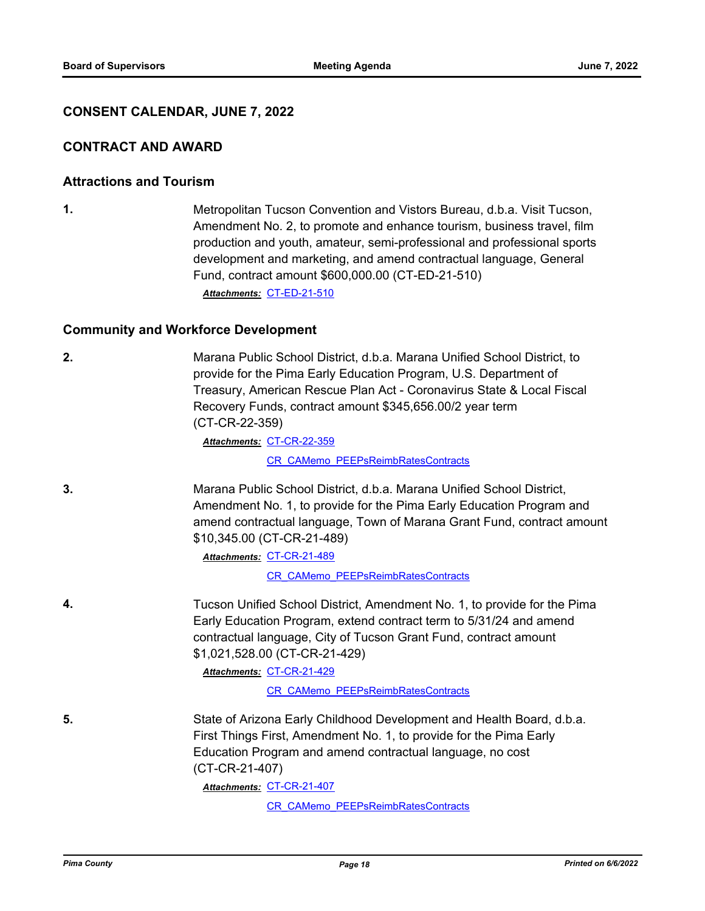## CONSENT CALENDAR, JUNE 7, 2022

## CONTRACT AND AWARD

### Attractions and Tourism

**1.** Metropolitan Tucson Convention and Vistors Bureau, d.b.a. Visit Tucson, Amendment No. 2, to promote and enhance tourism, business travel, film production and youth, amateur, semi-professional and professional sports development and marketing, and amend contractual language, General Fund, contract amount $600,000.00 (CT-ED-21-510)

***Attachments:*** CT-ED-21-510

### Community and Workforce Development

**2.** Marana Public School District, d.b.a. Marana Unified School District, to provide for the Pima Early Education Program, U.S. Department of Treasury, American Rescue Plan Act - Coronavirus State & Local Fiscal Recovery Funds, contract amount $345,656.00/2 year term (CT-CR-22-359)

***Attachments:*** CT-CR-22-359

CR_CAMemo_PEEPsReimbRatesContracts

**3.** Marana Public School District, d.b.a. Marana Unified School District, Amendment No. 1, to provide for the Pima Early Education Program and amend contractual language, Town of Marana Grant Fund, contract amount $10,345.00 (CT-CR-21-489)

***Attachments:*** CT-CR-21-489

CR_CAMemo_PEEPsReimbRatesContracts

**4.** Tucson Unified School District, Amendment No. 1, to provide for the Pima Early Education Program, extend contract term to 5/31/24 and amend contractual language, City of Tucson Grant Fund, contract amount $1,021,528.00 (CT-CR-21-429)

***Attachments:*** CT-CR-21-429

CR_CAMemo_PEEPsReimbRatesContracts

**5.** State of Arizona Early Childhood Development and Health Board, d.b.a. First Things First, Amendment No. 1, to provide for the Pima Early Education Program and amend contractual language, no cost (CT-CR-21-407)

***Attachments:*** CT-CR-21-407

CR_CAMemo_PEEPsReimbRatesContracts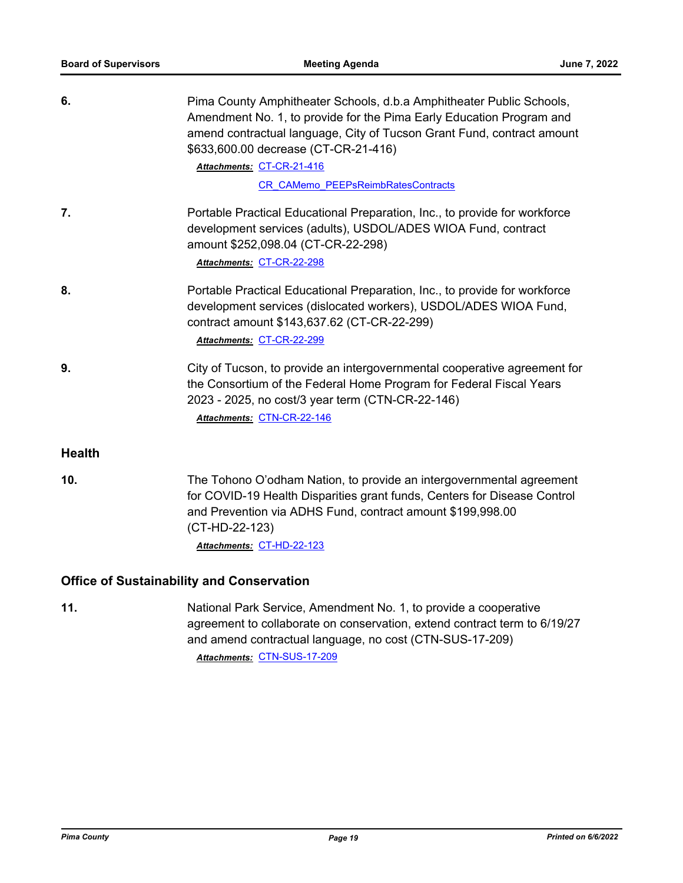6. Pima County Amphitheater Schools, d.b.a Amphitheater Public Schools, Amendment No. 1, to provide for the Pima Early Education Program and amend contractual language, City of Tucson Grant Fund, contract amount $633,600.00 decrease (CT-CR-21-416)

   ***Attachments:*** CT-CR-21-416

   CR_CAMemo_PEEPsReimbRatesContracts

7. Portable Practical Educational Preparation, Inc., to provide for workforce development services (adults), USDOL/ADES WIOA Fund, contract amount $252,098.04 (CT-CR-22-298)

   ***Attachments:*** CT-CR-22-298

8. Portable Practical Educational Preparation, Inc., to provide for workforce development services (dislocated workers), USDOL/ADES WIOA Fund, contract amount $143,637.62 (CT-CR-22-299)

   ***Attachments:*** CT-CR-22-299

9. City of Tucson, to provide an intergovernmental cooperative agreement for the Consortium of the Federal Home Program for Federal Fiscal Years 2023 - 2025, no cost/3 year term (CTN-CR-22-146)

   ***Attachments:*** CTN-CR-22-146

## Health

10. The Tohono O'odham Nation, to provide an intergovernmental agreement for COVID-19 Health Disparities grant funds, Centers for Disease Control and Prevention via ADHS Fund, contract amount $199,998.00 (CT-HD-22-123)

    ***Attachments:*** CT-HD-22-123

## Office of Sustainability and Conservation

11. National Park Service, Amendment No. 1, to provide a cooperative agreement to collaborate on conservation, extend contract term to 6/19/27 and amend contractual language, no cost (CTN-SUS-17-209)

    ***Attachments:*** CTN-SUS-17-209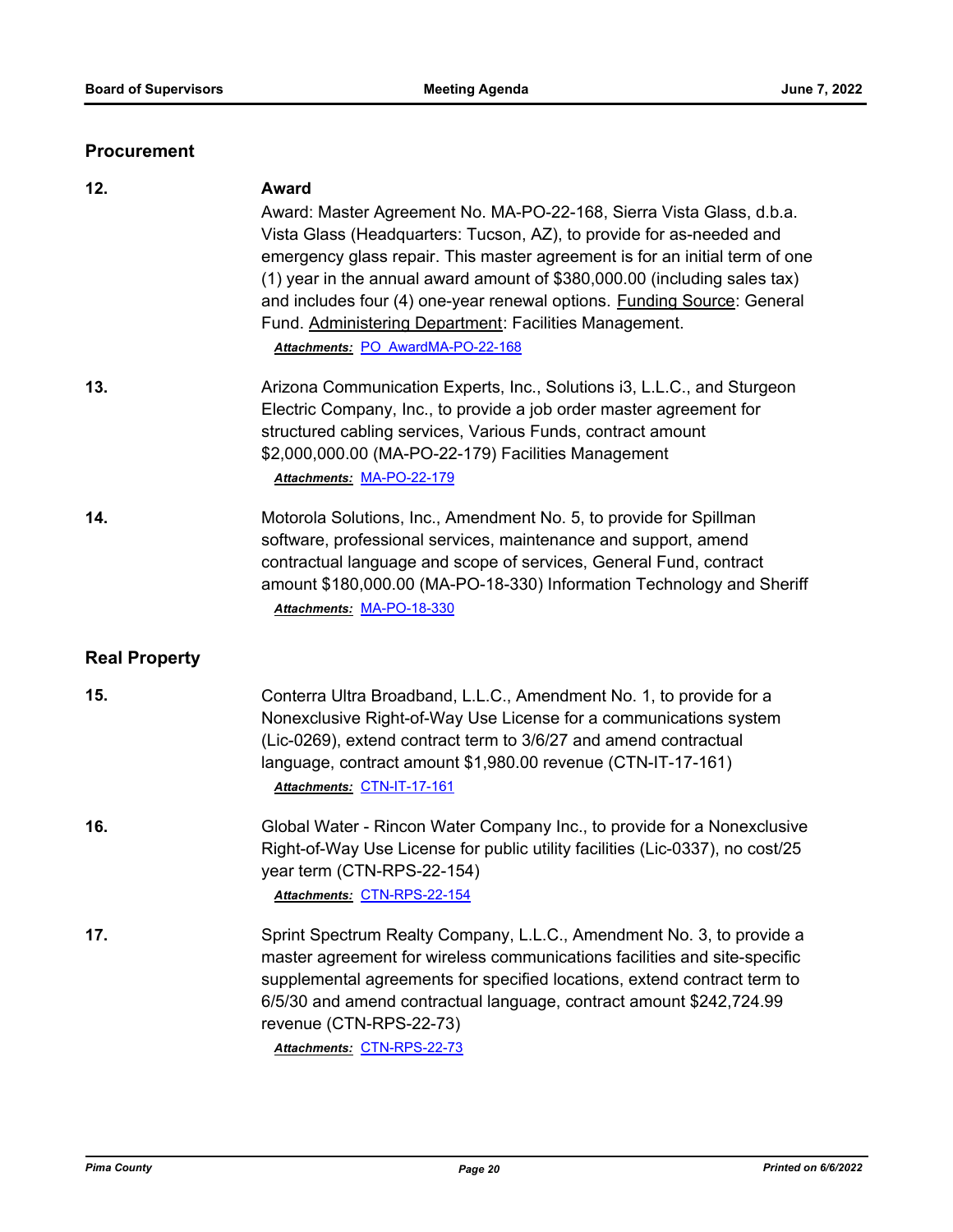## Procurement

**12.** **Award**

Award: Master Agreement No. MA-PO-22-168, Sierra Vista Glass, d.b.a. Vista Glass (Headquarters: Tucson, AZ), to provide for as-needed and emergency glass repair. This master agreement is for an initial term of one (1) year in the annual award amount of $380,000.00 (including sales tax) and includes four (4) one-year renewal options. Funding Source: General Fund. Administering Department: Facilities Management.

***Attachments:*** PO_AwardMA-PO-22-168

**13.** Arizona Communication Experts, Inc., Solutions i3, L.L.C., and Sturgeon Electric Company, Inc., to provide a job order master agreement for structured cabling services, Various Funds, contract amount $2,000,000.00 (MA-PO-22-179) Facilities Management

***Attachments:*** MA-PO-22-179

**14.** Motorola Solutions, Inc., Amendment No. 5, to provide for Spillman software, professional services, maintenance and support, amend contractual language and scope of services, General Fund, contract amount $180,000.00 (MA-PO-18-330) Information Technology and Sheriff

***Attachments:*** MA-PO-18-330

## Real Property

**15.** Conterra Ultra Broadband, L.L.C., Amendment No. 1, to provide for a Nonexclusive Right-of-Way Use License for a communications system (Lic-0269), extend contract term to 3/6/27 and amend contractual language, contract amount $1,980.00 revenue (CTN-IT-17-161)

***Attachments:*** CTN-IT-17-161

**16.** Global Water - Rincon Water Company Inc., to provide for a Nonexclusive Right-of-Way Use License for public utility facilities (Lic-0337), no cost/25 year term (CTN-RPS-22-154)

***Attachments:*** CTN-RPS-22-154

**17.** Sprint Spectrum Realty Company, L.L.C., Amendment No. 3, to provide a master agreement for wireless communications facilities and site-specific supplemental agreements for specified locations, extend contract term to 6/5/30 and amend contractual language, contract amount $242,724.99 revenue (CTN-RPS-22-73)

***Attachments:*** CTN-RPS-22-73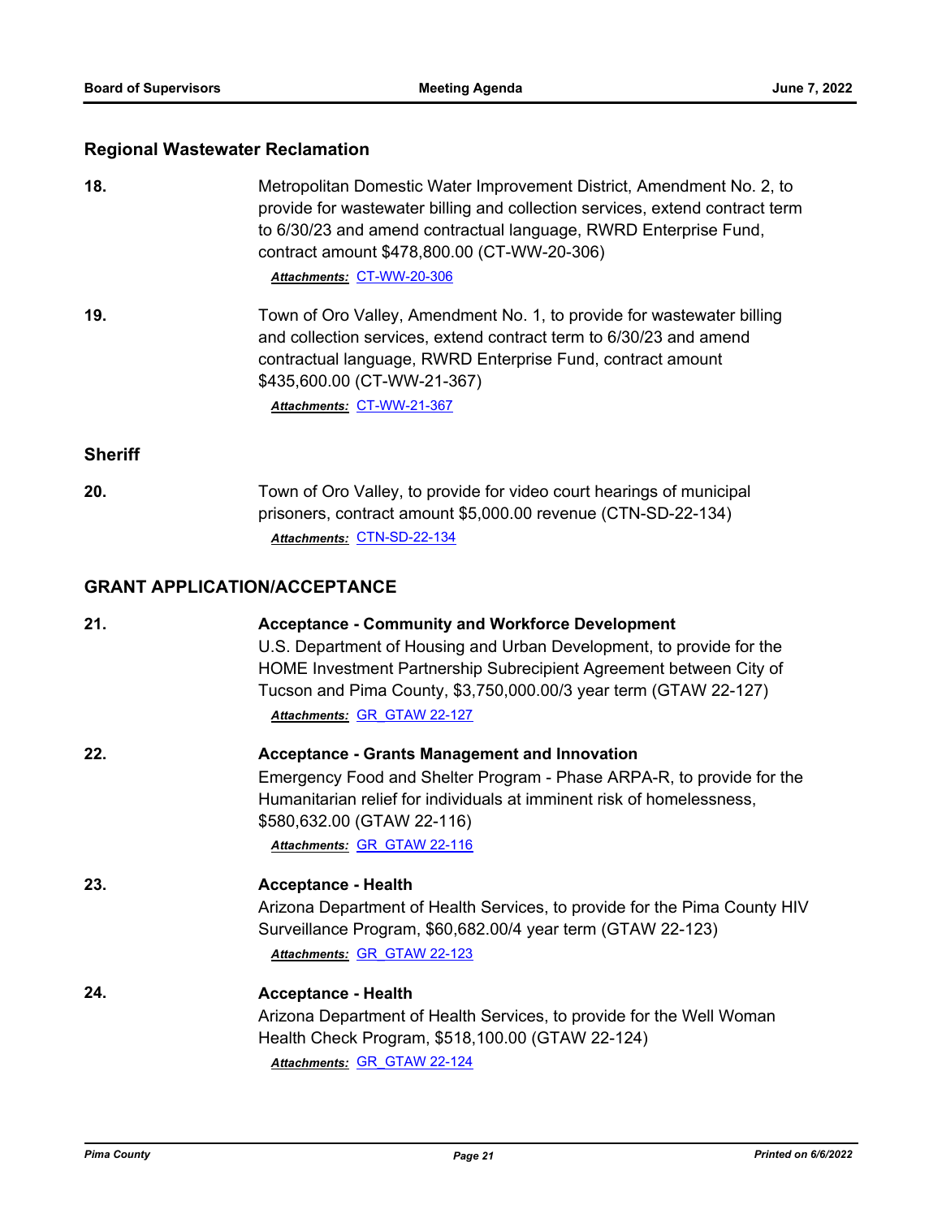## Regional Wastewater Reclamation

**18.** Metropolitan Domestic Water Improvement District, Amendment No. 2, to provide for wastewater billing and collection services, extend contract term to 6/30/23 and amend contractual language, RWRD Enterprise Fund, contract amount $478,800.00 (CT-WW-20-306)

***Attachments:*** CT-WW-20-306

**19.** Town of Oro Valley, Amendment No. 1, to provide for wastewater billing and collection services, extend contract term to 6/30/23 and amend contractual language, RWRD Enterprise Fund, contract amount $435,600.00 (CT-WW-21-367)

***Attachments:*** CT-WW-21-367

## Sheriff

**20.** Town of Oro Valley, to provide for video court hearings of municipal prisoners, contract amount $5,000.00 revenue (CTN-SD-22-134)

***Attachments:*** CTN-SD-22-134

## GRANT APPLICATION/ACCEPTANCE

**21.** **Acceptance - Community and Workforce Development**

U.S. Department of Housing and Urban Development, to provide for the HOME Investment Partnership Subrecipient Agreement between City of Tucson and Pima County, $3,750,000.00/3 year term (GTAW 22-127)

***Attachments:*** GR_GTAW 22-127

**22.** **Acceptance - Grants Management and Innovation**

Emergency Food and Shelter Program - Phase ARPA-R, to provide for the Humanitarian relief for individuals at imminent risk of homelessness, $580,632.00 (GTAW 22-116)

***Attachments:*** GR_GTAW 22-116

**23.** **Acceptance - Health**

Arizona Department of Health Services, to provide for the Pima County HIV Surveillance Program, $60,682.00/4 year term (GTAW 22-123)

***Attachments:*** GR_GTAW 22-123

**24.** **Acceptance - Health**

Arizona Department of Health Services, to provide for the Well Woman Health Check Program, $518,100.00 (GTAW 22-124)

***Attachments:*** GR_GTAW 22-124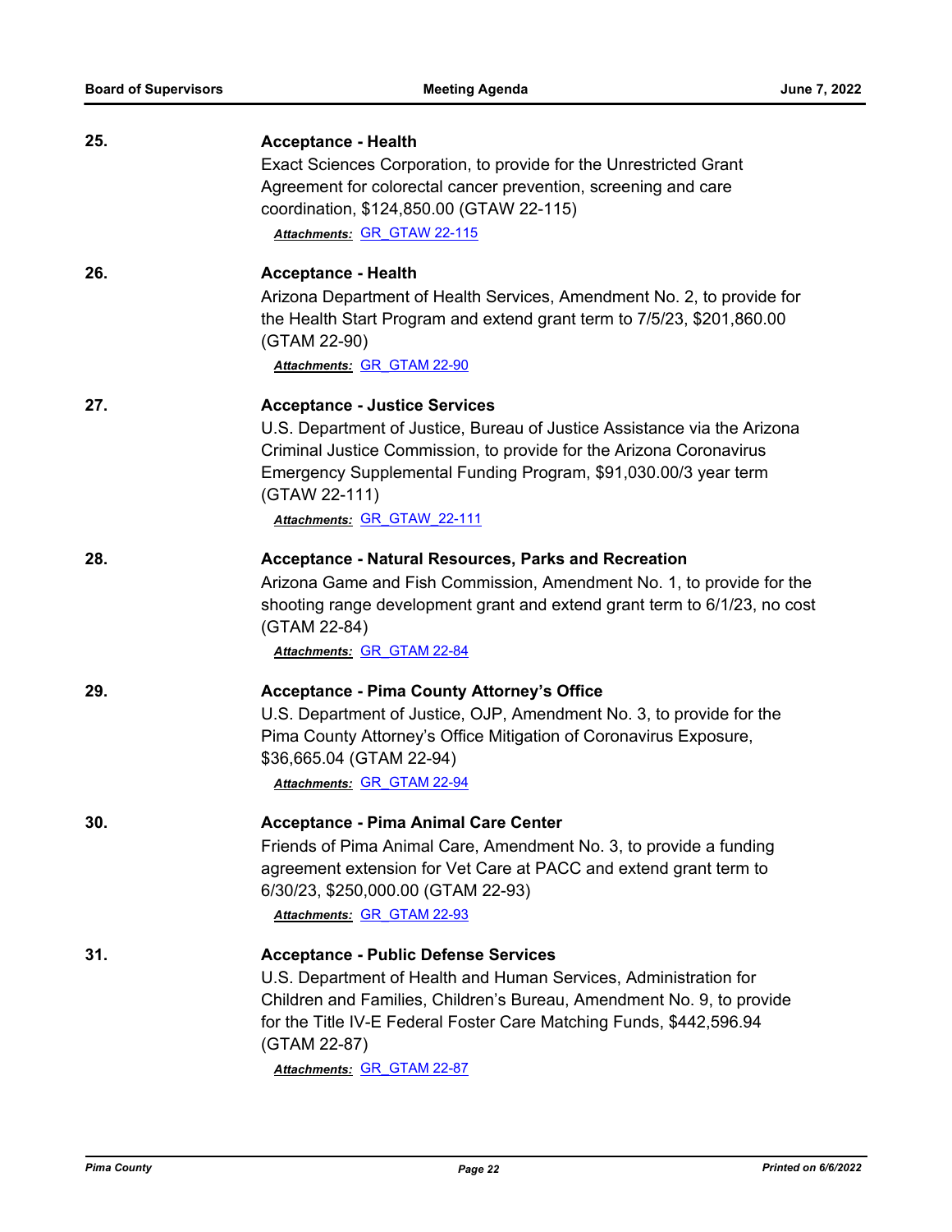**25.** **Acceptance - Health**

Exact Sciences Corporation, to provide for the Unrestricted Grant Agreement for colorectal cancer prevention, screening and care coordination, $124,850.00 (GTAW 22-115)

***Attachments:*** GR_GTAW 22-115

**26.** **Acceptance - Health**

Arizona Department of Health Services, Amendment No. 2, to provide for the Health Start Program and extend grant term to 7/5/23, $201,860.00 (GTAM 22-90)

***Attachments:*** GR_GTAM 22-90

**27.** **Acceptance - Justice Services**

U.S. Department of Justice, Bureau of Justice Assistance via the Arizona Criminal Justice Commission, to provide for the Arizona Coronavirus Emergency Supplemental Funding Program, $91,030.00/3 year term (GTAW 22-111)

***Attachments:*** GR_GTAW_22-111

**28.** **Acceptance - Natural Resources, Parks and Recreation**

Arizona Game and Fish Commission, Amendment No. 1, to provide for the shooting range development grant and extend grant term to 6/1/23, no cost (GTAM 22-84)

***Attachments:*** GR_GTAM 22-84

**29.** **Acceptance - Pima County Attorney's Office**

U.S. Department of Justice, OJP, Amendment No. 3, to provide for the Pima County Attorney's Office Mitigation of Coronavirus Exposure, $36,665.04 (GTAM 22-94)

***Attachments:*** GR_GTAM 22-94

**30.** **Acceptance - Pima Animal Care Center**

Friends of Pima Animal Care, Amendment No. 3, to provide a funding agreement extension for Vet Care at PACC and extend grant term to 6/30/23, $250,000.00 (GTAM 22-93)

***Attachments:*** GR_GTAM 22-93

**31.** **Acceptance - Public Defense Services**

U.S. Department of Health and Human Services, Administration for Children and Families, Children's Bureau, Amendment No. 9, to provide for the Title IV-E Federal Foster Care Matching Funds, $442,596.94 (GTAM 22-87)

***Attachments:*** GR_GTAM 22-87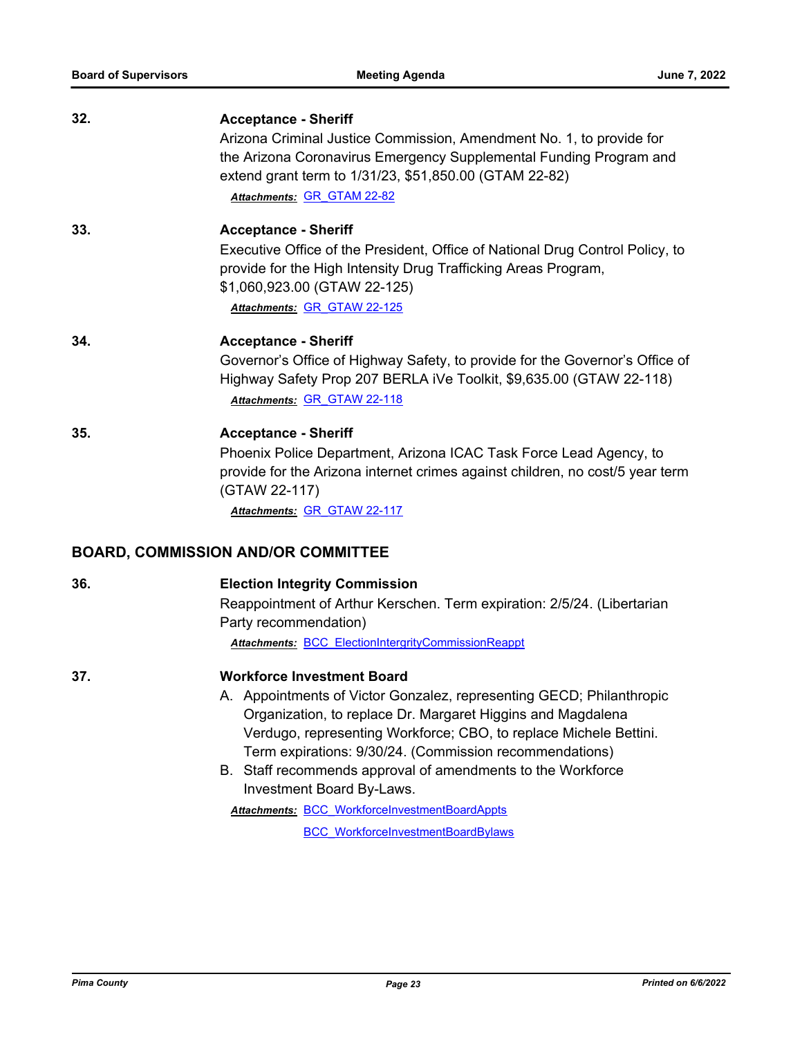**32.** **Acceptance - Sheriff**

Arizona Criminal Justice Commission, Amendment No. 1, to provide for the Arizona Coronavirus Emergency Supplemental Funding Program and extend grant term to 1/31/23, $51,850.00 (GTAM 22-82)

***Attachments:*** GR_GTAM 22-82

**33.** **Acceptance - Sheriff**

Executive Office of the President, Office of National Drug Control Policy, to provide for the High Intensity Drug Trafficking Areas Program, $1,060,923.00 (GTAW 22-125)

***Attachments:*** GR_GTAW 22-125

**34.** **Acceptance - Sheriff**

Governor's Office of Highway Safety, to provide for the Governor's Office of Highway Safety Prop 207 BERLA iVe Toolkit, $9,635.00 (GTAW 22-118)

***Attachments:*** GR_GTAW 22-118

**35.** **Acceptance - Sheriff**

Phoenix Police Department, Arizona ICAC Task Force Lead Agency, to provide for the Arizona internet crimes against children, no cost/5 year term (GTAW 22-117)

***Attachments:*** GR_GTAW 22-117

## BOARD, COMMISSION AND/OR COMMITTEE

**36.** **Election Integrity Commission**

Reappointment of Arthur Kerschen. Term expiration: 2/5/24. (Libertarian Party recommendation)

***Attachments:*** BCC_ElectionIntergrityCommissionReappt

**37.** **Workforce Investment Board**

A. Appointments of Victor Gonzalez, representing GECD; Philanthropic Organization, to replace Dr. Margaret Higgins and Magdalena Verdugo, representing Workforce; CBO, to replace Michele Bettini. Term expirations: 9/30/24. (Commission recommendations)

B. Staff recommends approval of amendments to the Workforce Investment Board By-Laws.

***Attachments:*** BCC_WorkforceInvestmentBoardAppts

BCC_WorkforceInvestmentBoardBylaws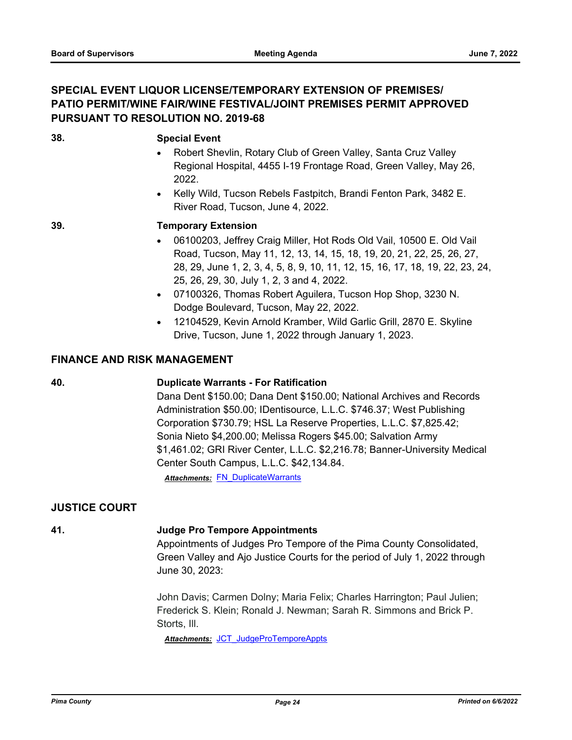## SPECIAL EVENT LIQUOR LICENSE/TEMPORARY EXTENSION OF PREMISES/ PATIO PERMIT/WINE FAIR/WINE FESTIVAL/JOINT PREMISES PERMIT APPROVED PURSUANT TO RESOLUTION NO. 2019-68

**38. Special Event**

- Robert Shevlin, Rotary Club of Green Valley, Santa Cruz Valley Regional Hospital, 4455 I-19 Frontage Road, Green Valley, May 26, 2022.
- Kelly Wild, Tucson Rebels Fastpitch, Brandi Fenton Park, 3482 E. River Road, Tucson, June 4, 2022.

**39. Temporary Extension**

- 06100203, Jeffrey Craig Miller, Hot Rods Old Vail, 10500 E. Old Vail Road, Tucson, May 11, 12, 13, 14, 15, 18, 19, 20, 21, 22, 25, 26, 27, 28, 29, June 1, 2, 3, 4, 5, 8, 9, 10, 11, 12, 15, 16, 17, 18, 19, 22, 23, 24, 25, 26, 29, 30, July 1, 2, 3 and 4, 2022.
- 07100326, Thomas Robert Aguilera, Tucson Hop Shop, 3230 N. Dodge Boulevard, Tucson, May 22, 2022.
- 12104529, Kevin Arnold Kramber, Wild Garlic Grill, 2870 E. Skyline Drive, Tucson, June 1, 2022 through January 1, 2023.

## FINANCE AND RISK MANAGEMENT

**40. Duplicate Warrants - For Ratification**

Dana Dent $150.00; Dana Dent $150.00; National Archives and Records Administration $50.00; IDentisource, L.L.C. $746.37; West Publishing Corporation $730.79; HSL La Reserve Properties, L.L.C. $7,825.42; Sonia Nieto $4,200.00; Melissa Rogers $45.00; Salvation Army $1,461.02; GRI River Center, L.L.C. $2,216.78; Banner-University Medical Center South Campus, L.L.C. $42,134.84.

***Attachments:*** FN_DuplicateWarrants

## JUSTICE COURT

**41. Judge Pro Tempore Appointments**

Appointments of Judges Pro Tempore of the Pima County Consolidated, Green Valley and Ajo Justice Courts for the period of July 1, 2022 through June 30, 2023:

John Davis; Carmen Dolny; Maria Felix; Charles Harrington; Paul Julien; Frederick S. Klein; Ronald J. Newman; Sarah R. Simmons and Brick P. Storts, III.

***Attachments:*** JCT_JudgeProTemporeAppts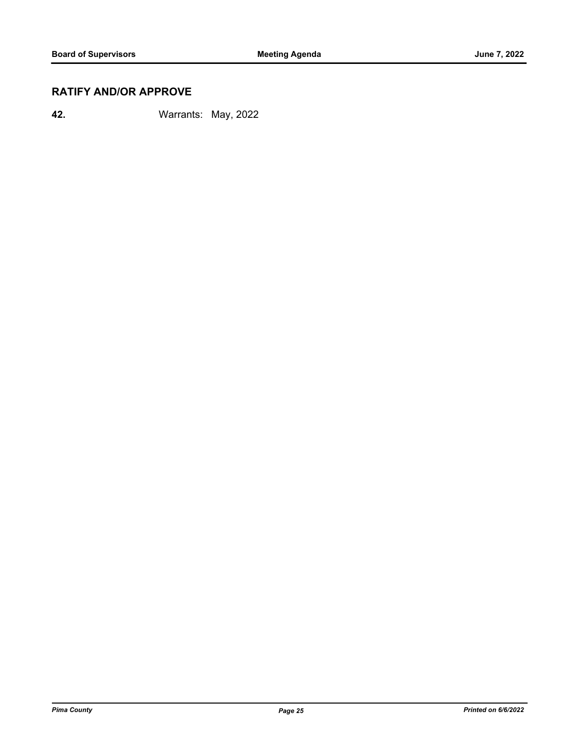## RATIFY AND/OR APPROVE

**42.** Warrants: May, 2022